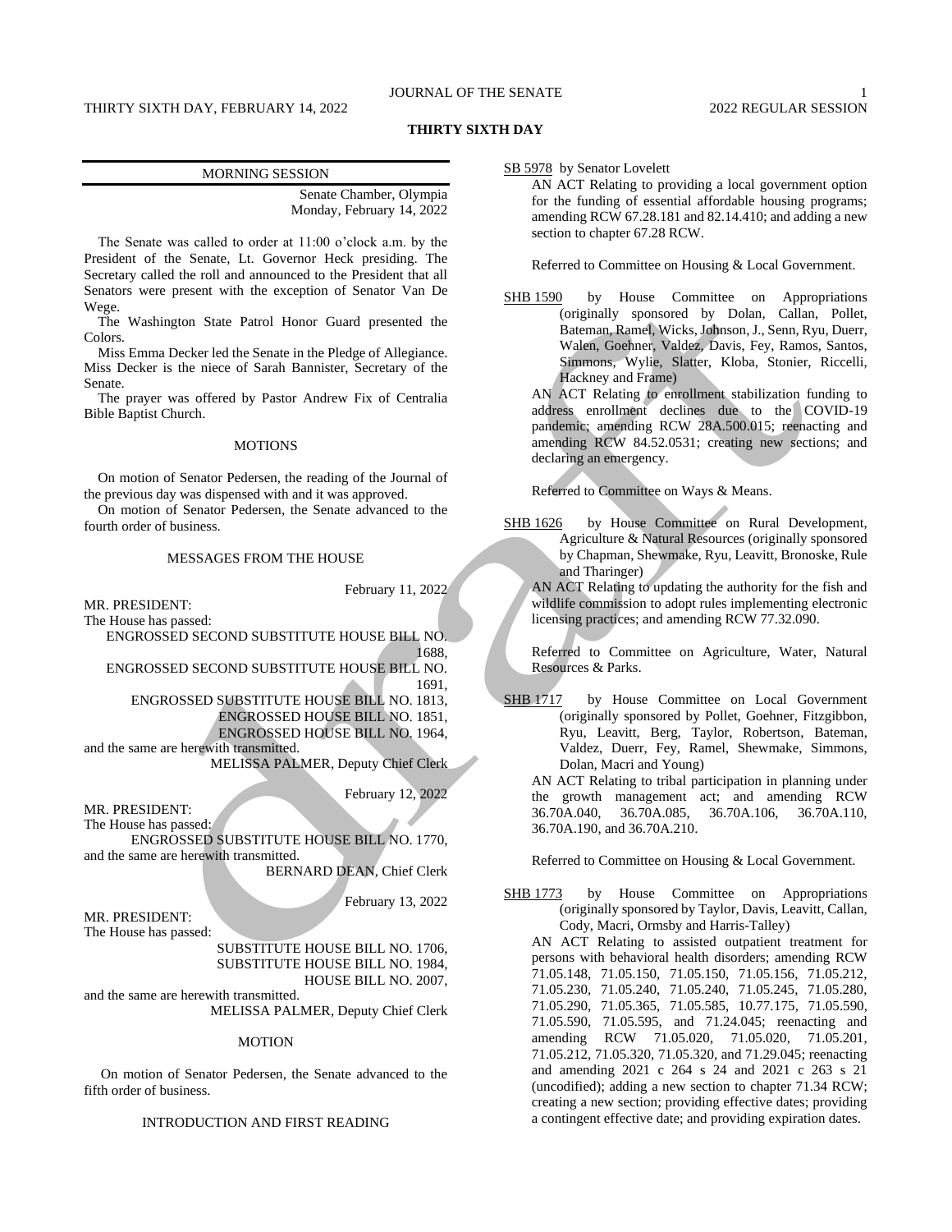# THIRTY SIXTH DAY

## MORNING SESSION

Senate Chamber, Olympia
Monday, February 14, 2022

The Senate was called to order at 11:00 o'clock a.m. by the President of the Senate, Lt. Governor Heck presiding. The Secretary called the roll and announced to the President that all Senators were present with the exception of Senator Van De Wege.

The Washington State Patrol Honor Guard presented the Colors.

Miss Emma Decker led the Senate in the Pledge of Allegiance. Miss Decker is the niece of Sarah Bannister, Secretary of the Senate.

The prayer was offered by Pastor Andrew Fix of Centralia Bible Baptist Church.

## MOTIONS

On motion of Senator Pedersen, the reading of the Journal of the previous day was dispensed with and it was approved.

On motion of Senator Pedersen, the Senate advanced to the fourth order of business.

## MESSAGES FROM THE HOUSE

February 11, 2022

MR. PRESIDENT:
The House has passed:

ENGROSSED SECOND SUBSTITUTE HOUSE BILL NO. 1688,
ENGROSSED SECOND SUBSTITUTE HOUSE BILL NO. 1691,
ENGROSSED SUBSTITUTE HOUSE BILL NO. 1813,
ENGROSSED HOUSE BILL NO. 1851,
ENGROSSED HOUSE BILL NO. 1964,

and the same are herewith transmitted.

MELISSA PALMER, Deputy Chief Clerk

February 12, 2022

MR. PRESIDENT:
The House has passed:

ENGROSSED SUBSTITUTE HOUSE BILL NO. 1770,

and the same are herewith transmitted.

BERNARD DEAN, Chief Clerk

February 13, 2022

MR. PRESIDENT:
The House has passed:

SUBSTITUTE HOUSE BILL NO. 1706,
SUBSTITUTE HOUSE BILL NO. 1984,
HOUSE BILL NO. 2007,

and the same are herewith transmitted.

MELISSA PALMER, Deputy Chief Clerk

## MOTION

On motion of Senator Pedersen, the Senate advanced to the fifth order of business.

## INTRODUCTION AND FIRST READING

SB 5978 by Senator Lovelett

AN ACT Relating to providing a local government option for the funding of essential affordable housing programs; amending RCW 67.28.181 and 82.14.410; and adding a new section to chapter 67.28 RCW.

Referred to Committee on Housing & Local Government.

SHB 1590 by House Committee on Appropriations (originally sponsored by Dolan, Callan, Pollet, Bateman, Ramel, Wicks, Johnson, J., Senn, Ryu, Duerr, Walen, Goehner, Valdez, Davis, Fey, Ramos, Santos, Simmons, Wylie, Slatter, Kloba, Stonier, Riccelli, Hackney and Frame)

AN ACT Relating to enrollment stabilization funding to address enrollment declines due to the COVID-19 pandemic; amending RCW 28A.500.015; reenacting and amending RCW 84.52.0531; creating new sections; and declaring an emergency.

Referred to Committee on Ways & Means.

SHB 1626 by House Committee on Rural Development, Agriculture & Natural Resources (originally sponsored by Chapman, Shewmake, Ryu, Leavitt, Bronoske, Rule and Tharinger)

AN ACT Relating to updating the authority for the fish and wildlife commission to adopt rules implementing electronic licensing practices; and amending RCW 77.32.090.

Referred to Committee on Agriculture, Water, Natural Resources & Parks.

SHB 1717 by House Committee on Local Government (originally sponsored by Pollet, Goehner, Fitzgibbon, Ryu, Leavitt, Berg, Taylor, Robertson, Bateman, Valdez, Duerr, Fey, Ramel, Shewmake, Simmons, Dolan, Macri and Young)

AN ACT Relating to tribal participation in planning under the growth management act; and amending RCW 36.70A.040, 36.70A.085, 36.70A.106, 36.70A.110, 36.70A.190, and 36.70A.210.

Referred to Committee on Housing & Local Government.

SHB 1773 by House Committee on Appropriations (originally sponsored by Taylor, Davis, Leavitt, Callan, Cody, Macri, Ormsby and Harris-Talley)

AN ACT Relating to assisted outpatient treatment for persons with behavioral health disorders; amending RCW 71.05.148, 71.05.150, 71.05.150, 71.05.156, 71.05.212, 71.05.230, 71.05.240, 71.05.240, 71.05.245, 71.05.280, 71.05.290, 71.05.365, 71.05.585, 10.77.175, 71.05.590, 71.05.590, 71.05.595, and 71.24.045; reenacting and amending RCW 71.05.020, 71.05.020, 71.05.201, 71.05.212, 71.05.320, 71.05.320, and 71.29.045; reenacting and amending 2021 c 264 s 24 and 2021 c 263 s 21 (uncodified); adding a new section to chapter 71.34 RCW; creating a new section; providing effective dates; providing a contingent effective date; and providing expiration dates.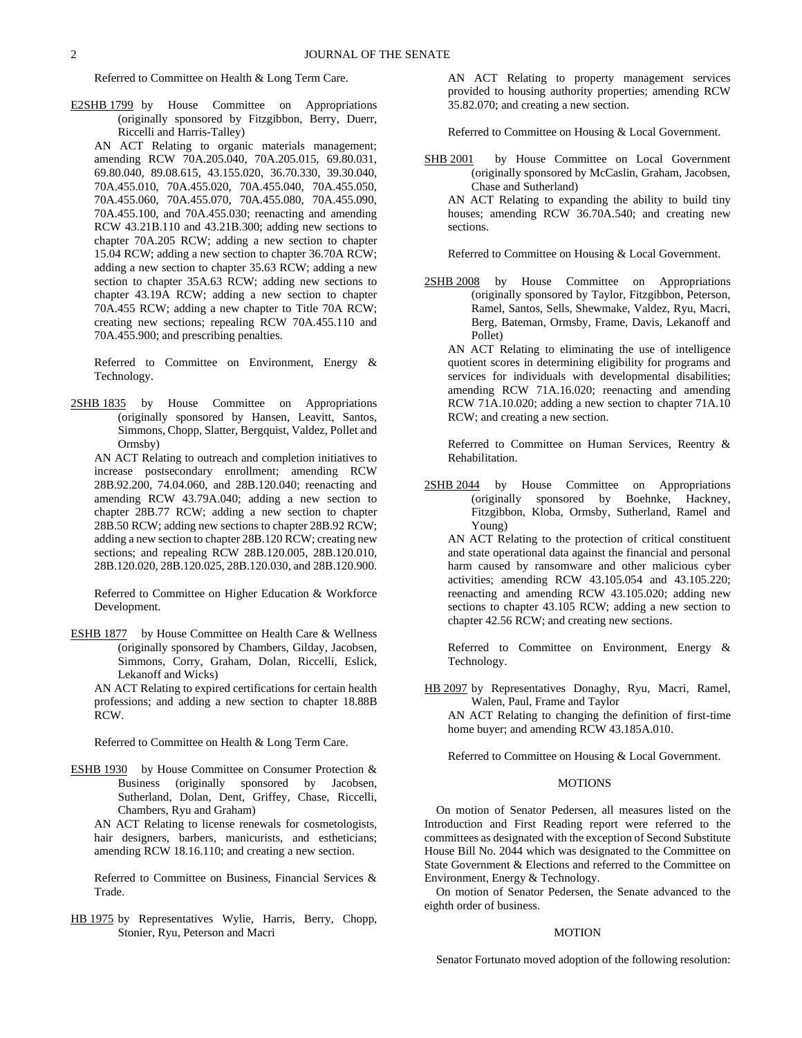Referred to Committee on Health & Long Term Care.

E2SHB 1799 by House Committee on Appropriations (originally sponsored by Fitzgibbon, Berry, Duerr, Riccelli and Harris-Talley)

AN ACT Relating to organic materials management; amending RCW 70A.205.040, 70A.205.015, 69.80.031, 69.80.040, 89.08.615, 43.155.020, 36.70.330, 39.30.040, 70A.455.010, 70A.455.020, 70A.455.040, 70A.455.050, 70A.455.060, 70A.455.070, 70A.455.080, 70A.455.090, 70A.455.100, and 70A.455.030; reenacting and amending RCW 43.21B.110 and 43.21B.300; adding new sections to chapter 70A.205 RCW; adding a new section to chapter 15.04 RCW; adding a new section to chapter 36.70A RCW; adding a new section to chapter 35.63 RCW; adding a new section to chapter 35A.63 RCW; adding new sections to chapter 43.19A RCW; adding a new section to chapter 70A.455 RCW; adding a new chapter to Title 70A RCW; creating new sections; repealing RCW 70A.455.110 and 70A.455.900; and prescribing penalties.

Referred to Committee on Environment, Energy & Technology.

2SHB 1835 by House Committee on Appropriations (originally sponsored by Hansen, Leavitt, Santos, Simmons, Chopp, Slatter, Bergquist, Valdez, Pollet and Ormsby)

AN ACT Relating to outreach and completion initiatives to increase postsecondary enrollment; amending RCW 28B.92.200, 74.04.060, and 28B.120.040; reenacting and amending RCW 43.79A.040; adding a new section to chapter 28B.77 RCW; adding a new section to chapter 28B.50 RCW; adding new sections to chapter 28B.92 RCW; adding a new section to chapter 28B.120 RCW; creating new sections; and repealing RCW 28B.120.005, 28B.120.010, 28B.120.020, 28B.120.025, 28B.120.030, and 28B.120.900.

Referred to Committee on Higher Education & Workforce Development.

ESHB 1877 by House Committee on Health Care & Wellness (originally sponsored by Chambers, Gilday, Jacobsen, Simmons, Corry, Graham, Dolan, Riccelli, Eslick, Lekanoff and Wicks)

AN ACT Relating to expired certifications for certain health professions; and adding a new section to chapter 18.88B RCW.

Referred to Committee on Health & Long Term Care.

ESHB 1930 by House Committee on Consumer Protection & Business (originally sponsored by Jacobsen, Sutherland, Dolan, Dent, Griffey, Chase, Riccelli, Chambers, Ryu and Graham)

AN ACT Relating to license renewals for cosmetologists, hair designers, barbers, manicurists, and estheticians; amending RCW 18.16.110; and creating a new section.

Referred to Committee on Business, Financial Services & Trade.

HB 1975 by Representatives Wylie, Harris, Berry, Chopp, Stonier, Ryu, Peterson and Macri

AN ACT Relating to property management services provided to housing authority properties; amending RCW 35.82.070; and creating a new section.

Referred to Committee on Housing & Local Government.

SHB 2001 by House Committee on Local Government (originally sponsored by McCaslin, Graham, Jacobsen, Chase and Sutherland)

AN ACT Relating to expanding the ability to build tiny houses; amending RCW 36.70A.540; and creating new sections.

Referred to Committee on Housing & Local Government.

2SHB 2008 by House Committee on Appropriations (originally sponsored by Taylor, Fitzgibbon, Peterson, Ramel, Santos, Sells, Shewmake, Valdez, Ryu, Macri, Berg, Bateman, Ormsby, Frame, Davis, Lekanoff and Pollet)

AN ACT Relating to eliminating the use of intelligence quotient scores in determining eligibility for programs and services for individuals with developmental disabilities; amending RCW 71A.16.020; reenacting and amending RCW 71A.10.020; adding a new section to chapter 71A.10 RCW; and creating a new section.

Referred to Committee on Human Services, Reentry & Rehabilitation.

2SHB 2044 by House Committee on Appropriations (originally sponsored by Boehnke, Hackney, Fitzgibbon, Kloba, Ormsby, Sutherland, Ramel and Young)

AN ACT Relating to the protection of critical constituent and state operational data against the financial and personal harm caused by ransomware and other malicious cyber activities; amending RCW 43.105.054 and 43.105.220; reenacting and amending RCW 43.105.020; adding new sections to chapter 43.105 RCW; adding a new section to chapter 42.56 RCW; and creating new sections.

Referred to Committee on Environment, Energy & Technology.

HB 2097 by Representatives Donaghy, Ryu, Macri, Ramel, Walen, Paul, Frame and Taylor

AN ACT Relating to changing the definition of first-time home buyer; and amending RCW 43.185A.010.

Referred to Committee on Housing & Local Government.

## MOTIONS

On motion of Senator Pedersen, all measures listed on the Introduction and First Reading report were referred to the committees as designated with the exception of Second Substitute House Bill No. 2044 which was designated to the Committee on State Government & Elections and referred to the Committee on Environment, Energy & Technology.

On motion of Senator Pedersen, the Senate advanced to the eighth order of business.

## MOTION

Senator Fortunato moved adoption of the following resolution: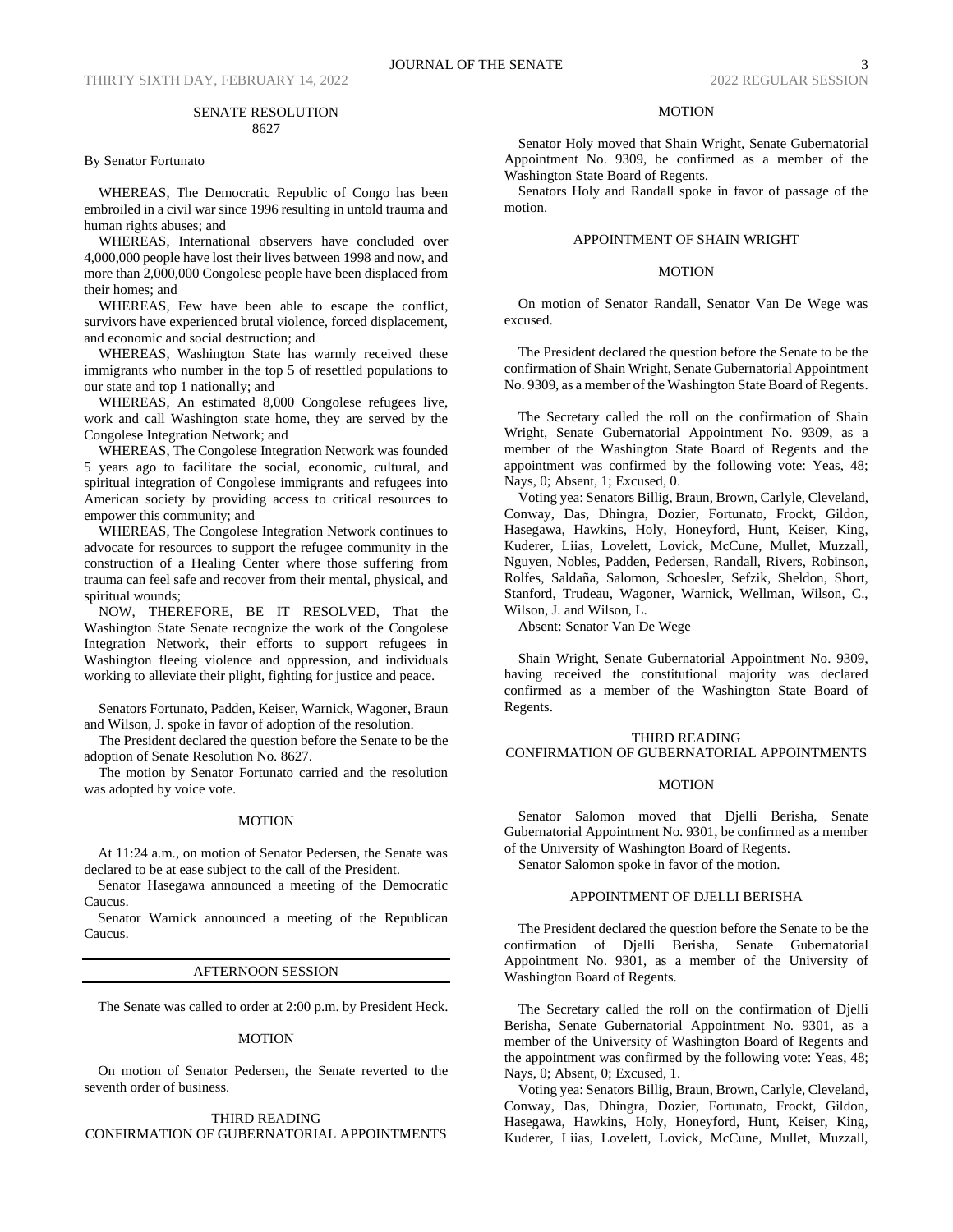SENATE RESOLUTION
8627

By Senator Fortunato

WHEREAS, The Democratic Republic of Congo has been embroiled in a civil war since 1996 resulting in untold trauma and human rights abuses; and

WHEREAS, International observers have concluded over 4,000,000 people have lost their lives between 1998 and now, and more than 2,000,000 Congolese people have been displaced from their homes; and

WHEREAS, Few have been able to escape the conflict, survivors have experienced brutal violence, forced displacement, and economic and social destruction; and

WHEREAS, Washington State has warmly received these immigrants who number in the top 5 of resettled populations to our state and top 1 nationally; and

WHEREAS, An estimated 8,000 Congolese refugees live, work and call Washington state home, they are served by the Congolese Integration Network; and

WHEREAS, The Congolese Integration Network was founded 5 years ago to facilitate the social, economic, cultural, and spiritual integration of Congolese immigrants and refugees into American society by providing access to critical resources to empower this community; and

WHEREAS, The Congolese Integration Network continues to advocate for resources to support the refugee community in the construction of a Healing Center where those suffering from trauma can feel safe and recover from their mental, physical, and spiritual wounds;

NOW, THEREFORE, BE IT RESOLVED, That the Washington State Senate recognize the work of the Congolese Integration Network, their efforts to support refugees in Washington fleeing violence and oppression, and individuals working to alleviate their plight, fighting for justice and peace.

Senators Fortunato, Padden, Keiser, Warnick, Wagoner, Braun and Wilson, J. spoke in favor of adoption of the resolution.

The President declared the question before the Senate to be the adoption of Senate Resolution No. 8627.

The motion by Senator Fortunato carried and the resolution was adopted by voice vote.

MOTION

At 11:24 a.m., on motion of Senator Pedersen, the Senate was declared to be at ease subject to the call of the President.

Senator Hasegawa announced a meeting of the Democratic Caucus.

Senator Warnick announced a meeting of the Republican Caucus.

---

AFTERNOON SESSION

---

The Senate was called to order at 2:00 p.m. by President Heck.

MOTION

On motion of Senator Pedersen, the Senate reverted to the seventh order of business.

THIRD READING
CONFIRMATION OF GUBERNATORIAL APPOINTMENTS

MOTION

Senator Holy moved that Shain Wright, Senate Gubernatorial Appointment No. 9309, be confirmed as a member of the Washington State Board of Regents.

Senators Holy and Randall spoke in favor of passage of the motion.

APPOINTMENT OF SHAIN WRIGHT

MOTION

On motion of Senator Randall, Senator Van De Wege was excused.

The President declared the question before the Senate to be the confirmation of Shain Wright, Senate Gubernatorial Appointment No. 9309, as a member of the Washington State Board of Regents.

The Secretary called the roll on the confirmation of Shain Wright, Senate Gubernatorial Appointment No. 9309, as a member of the Washington State Board of Regents and the appointment was confirmed by the following vote: Yeas, 48; Nays, 0; Absent, 1; Excused, 0.

Voting yea: Senators Billig, Braun, Brown, Carlyle, Cleveland, Conway, Das, Dhingra, Dozier, Fortunato, Frockt, Gildon, Hasegawa, Hawkins, Holy, Honeyford, Hunt, Keiser, King, Kuderer, Liias, Lovelett, Lovick, McCune, Mullet, Muzzall, Nguyen, Nobles, Padden, Pedersen, Randall, Rivers, Robinson, Rolfes, Saldaña, Salomon, Schoesler, Sefzik, Sheldon, Short, Stanford, Trudeau, Wagoner, Warnick, Wellman, Wilson, C., Wilson, J. and Wilson, L.

Absent: Senator Van De Wege

Shain Wright, Senate Gubernatorial Appointment No. 9309, having received the constitutional majority was declared confirmed as a member of the Washington State Board of Regents.

THIRD READING
CONFIRMATION OF GUBERNATORIAL APPOINTMENTS

MOTION

Senator Salomon moved that Djelli Berisha, Senate Gubernatorial Appointment No. 9301, be confirmed as a member of the University of Washington Board of Regents.

Senator Salomon spoke in favor of the motion.

APPOINTMENT OF DJELLI BERISHA

The President declared the question before the Senate to be the confirmation of Djelli Berisha, Senate Gubernatorial Appointment No. 9301, as a member of the University of Washington Board of Regents.

The Secretary called the roll on the confirmation of Djelli Berisha, Senate Gubernatorial Appointment No. 9301, as a member of the University of Washington Board of Regents and the appointment was confirmed by the following vote: Yeas, 48; Nays, 0; Absent, 0; Excused, 1.

Voting yea: Senators Billig, Braun, Brown, Carlyle, Cleveland, Conway, Das, Dhingra, Dozier, Fortunato, Frockt, Gildon, Hasegawa, Hawkins, Holy, Honeyford, Hunt, Keiser, King, Kuderer, Liias, Lovelett, Lovick, McCune, Mullet, Muzzall,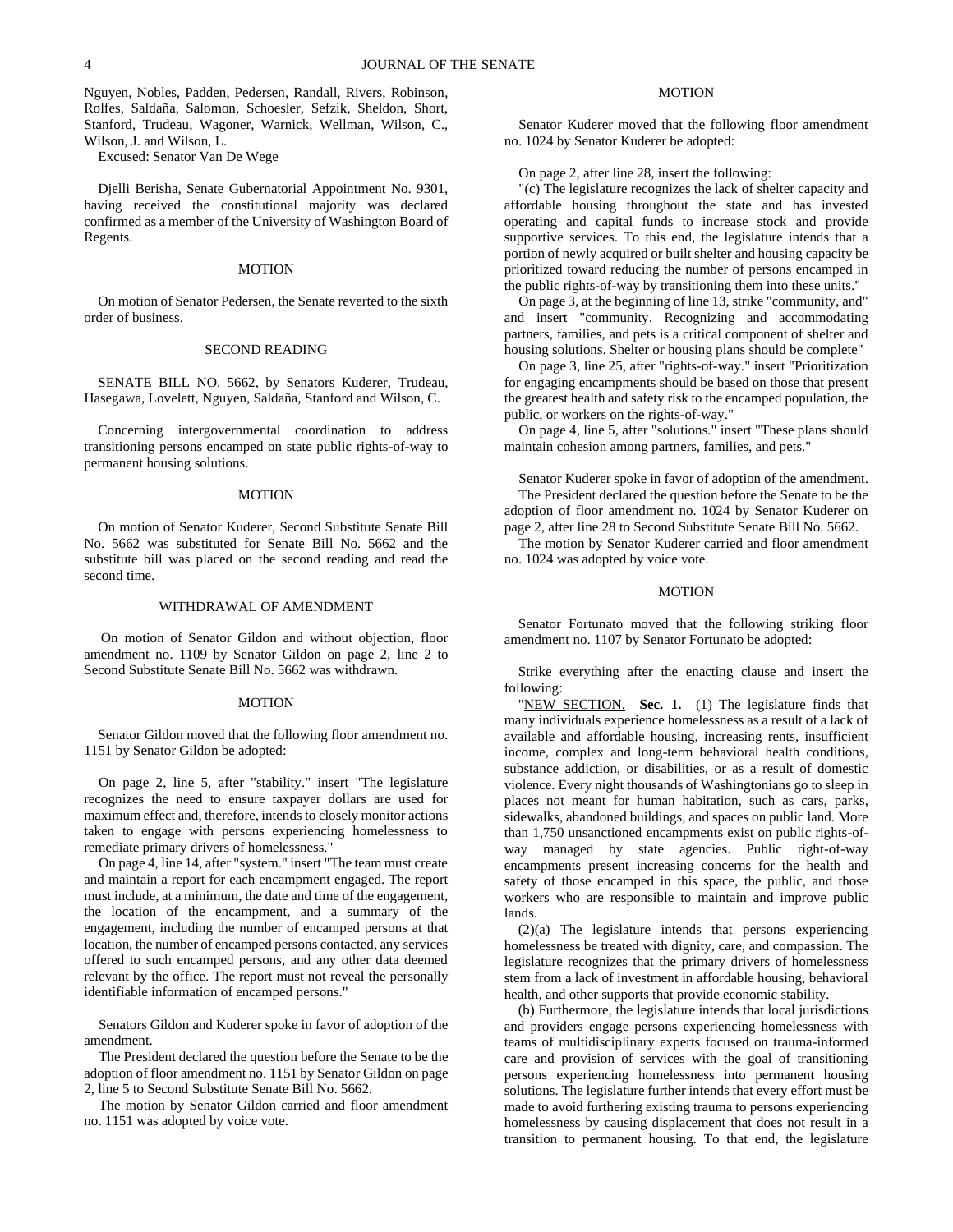Nguyen, Nobles, Padden, Pedersen, Randall, Rivers, Robinson, Rolfes, Saldaña, Salomon, Schoesler, Sefzik, Sheldon, Short, Stanford, Trudeau, Wagoner, Warnick, Wellman, Wilson, C., Wilson, J. and Wilson, L.

Excused: Senator Van De Wege

Djelli Berisha, Senate Gubernatorial Appointment No. 9301, having received the constitutional majority was declared confirmed as a member of the University of Washington Board of Regents.

MOTION

On motion of Senator Pedersen, the Senate reverted to the sixth order of business.

SECOND READING

SENATE BILL NO. 5662, by Senators Kuderer, Trudeau, Hasegawa, Lovelett, Nguyen, Saldaña, Stanford and Wilson, C.

Concerning intergovernmental coordination to address transitioning persons encamped on state public rights-of-way to permanent housing solutions.

MOTION

On motion of Senator Kuderer, Second Substitute Senate Bill No. 5662 was substituted for Senate Bill No. 5662 and the substitute bill was placed on the second reading and read the second time.

WITHDRAWAL OF AMENDMENT

On motion of Senator Gildon and without objection, floor amendment no. 1109 by Senator Gildon on page 2, line 2 to Second Substitute Senate Bill No. 5662 was withdrawn.

MOTION

Senator Gildon moved that the following floor amendment no. 1151 by Senator Gildon be adopted:

On page 2, line 5, after "stability." insert "The legislature recognizes the need to ensure taxpayer dollars are used for maximum effect and, therefore, intends to closely monitor actions taken to engage with persons experiencing homelessness to remediate primary drivers of homelessness."

On page 4, line 14, after "system." insert "The team must create and maintain a report for each encampment engaged. The report must include, at a minimum, the date and time of the engagement, the location of the encampment, and a summary of the engagement, including the number of encamped persons at that location, the number of encamped persons contacted, any services offered to such encamped persons, and any other data deemed relevant by the office. The report must not reveal the personally identifiable information of encamped persons."

Senators Gildon and Kuderer spoke in favor of adoption of the amendment.

The President declared the question before the Senate to be the adoption of floor amendment no. 1151 by Senator Gildon on page 2, line 5 to Second Substitute Senate Bill No. 5662.

The motion by Senator Gildon carried and floor amendment no. 1151 was adopted by voice vote.

MOTION

Senator Kuderer moved that the following floor amendment no. 1024 by Senator Kuderer be adopted:

On page 2, after line 28, insert the following:

"(c) The legislature recognizes the lack of shelter capacity and affordable housing throughout the state and has invested operating and capital funds to increase stock and provide supportive services. To this end, the legislature intends that a portion of newly acquired or built shelter and housing capacity be prioritized toward reducing the number of persons encamped in the public rights-of-way by transitioning them into these units."

On page 3, at the beginning of line 13, strike "community, and" and insert "community. Recognizing and accommodating partners, families, and pets is a critical component of shelter and housing solutions. Shelter or housing plans should be complete"

On page 3, line 25, after "rights-of-way." insert "Prioritization for engaging encampments should be based on those that present the greatest health and safety risk to the encamped population, the public, or workers on the rights-of-way."

On page 4, line 5, after "solutions." insert "These plans should maintain cohesion among partners, families, and pets."

Senator Kuderer spoke in favor of adoption of the amendment.

The President declared the question before the Senate to be the adoption of floor amendment no. 1024 by Senator Kuderer on page 2, after line 28 to Second Substitute Senate Bill No. 5662.

The motion by Senator Kuderer carried and floor amendment no. 1024 was adopted by voice vote.

MOTION

Senator Fortunato moved that the following striking floor amendment no. 1107 by Senator Fortunato be adopted:

Strike everything after the enacting clause and insert the following:

"NEW SECTION. **Sec. 1.** (1) The legislature finds that many individuals experience homelessness as a result of a lack of available and affordable housing, increasing rents, insufficient income, complex and long-term behavioral health conditions, substance addiction, or disabilities, or as a result of domestic violence. Every night thousands of Washingtonians go to sleep in places not meant for human habitation, such as cars, parks, sidewalks, abandoned buildings, and spaces on public land. More than 1,750 unsanctioned encampments exist on public rights-of-way managed by state agencies. Public right-of-way encampments present increasing concerns for the health and safety of those encamped in this space, the public, and those workers who are responsible to maintain and improve public lands.

(2)(a) The legislature intends that persons experiencing homelessness be treated with dignity, care, and compassion. The legislature recognizes that the primary drivers of homelessness stem from a lack of investment in affordable housing, behavioral health, and other supports that provide economic stability.

(b) Furthermore, the legislature intends that local jurisdictions and providers engage persons experiencing homelessness with teams of multidisciplinary experts focused on trauma-informed care and provision of services with the goal of transitioning persons experiencing homelessness into permanent housing solutions. The legislature further intends that every effort must be made to avoid furthering existing trauma to persons experiencing homelessness by causing displacement that does not result in a transition to permanent housing. To that end, the legislature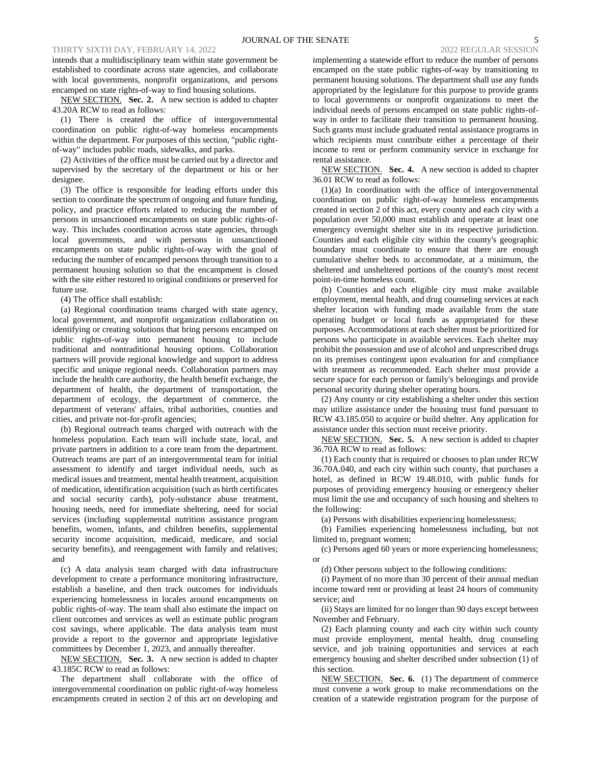intends that a multidisciplinary team within state government be established to coordinate across state agencies, and collaborate with local governments, nonprofit organizations, and persons encamped on state rights-of-way to find housing solutions.

NEW SECTION. **Sec. 2.** A new section is added to chapter 43.20A RCW to read as follows:

(1) There is created the office of intergovernmental coordination on public right-of-way homeless encampments within the department. For purposes of this section, "public right-of-way" includes public roads, sidewalks, and parks.

(2) Activities of the office must be carried out by a director and supervised by the secretary of the department or his or her designee.

(3) The office is responsible for leading efforts under this section to coordinate the spectrum of ongoing and future funding, policy, and practice efforts related to reducing the number of persons in unsanctioned encampments on state public rights-of-way. This includes coordination across state agencies, through local governments, and with persons in unsanctioned encampments on state public rights-of-way with the goal of reducing the number of encamped persons through transition to a permanent housing solution so that the encampment is closed with the site either restored to original conditions or preserved for future use.

(4) The office shall establish:

(a) Regional coordination teams charged with state agency, local government, and nonprofit organization collaboration on identifying or creating solutions that bring persons encamped on public rights-of-way into permanent housing to include traditional and nontraditional housing options. Collaboration partners will provide regional knowledge and support to address specific and unique regional needs. Collaboration partners may include the health care authority, the health benefit exchange, the department of health, the department of transportation, the department of ecology, the department of commerce, the department of veterans' affairs, tribal authorities, counties and cities, and private not-for-profit agencies;

(b) Regional outreach teams charged with outreach with the homeless population. Each team will include state, local, and private partners in addition to a core team from the department. Outreach teams are part of an intergovernmental team for initial assessment to identify and target individual needs, such as medical issues and treatment, mental health treatment, acquisition of medication, identification acquisition (such as birth certificates and social security cards), poly-substance abuse treatment, housing needs, need for immediate sheltering, need for social services (including supplemental nutrition assistance program benefits, women, infants, and children benefits, supplemental security income acquisition, medicaid, medicare, and social security benefits), and reengagement with family and relatives; and

(c) A data analysis team charged with data infrastructure development to create a performance monitoring infrastructure, establish a baseline, and then track outcomes for individuals experiencing homelessness in locales around encampments on public rights-of-way. The team shall also estimate the impact on client outcomes and services as well as estimate public program cost savings, where applicable. The data analysis team must provide a report to the governor and appropriate legislative committees by December 1, 2023, and annually thereafter.

NEW SECTION. **Sec. 3.** A new section is added to chapter 43.185C RCW to read as follows:

The department shall collaborate with the office of intergovernmental coordination on public right-of-way homeless encampments created in section 2 of this act on developing and implementing a statewide effort to reduce the number of persons encamped on the state public rights-of-way by transitioning to permanent housing solutions. The department shall use any funds appropriated by the legislature for this purpose to provide grants to local governments or nonprofit organizations to meet the individual needs of persons encamped on state public rights-of-way in order to facilitate their transition to permanent housing. Such grants must include graduated rental assistance programs in which recipients must contribute either a percentage of their income to rent or perform community service in exchange for rental assistance.

NEW SECTION. **Sec. 4.** A new section is added to chapter 36.01 RCW to read as follows:

(1)(a) In coordination with the office of intergovernmental coordination on public right-of-way homeless encampments created in section 2 of this act, every county and each city with a population over 50,000 must establish and operate at least one emergency overnight shelter site in its respective jurisdiction. Counties and each eligible city within the county's geographic boundary must coordinate to ensure that there are enough cumulative shelter beds to accommodate, at a minimum, the sheltered and unsheltered portions of the county's most recent point-in-time homeless count.

(b) Counties and each eligible city must make available employment, mental health, and drug counseling services at each shelter location with funding made available from the state operating budget or local funds as appropriated for these purposes. Accommodations at each shelter must be prioritized for persons who participate in available services. Each shelter may prohibit the possession and use of alcohol and unprescribed drugs on its premises contingent upon evaluation for and compliance with treatment as recommended. Each shelter must provide a secure space for each person or family's belongings and provide personal security during shelter operating hours.

(2) Any county or city establishing a shelter under this section may utilize assistance under the housing trust fund pursuant to RCW 43.185.050 to acquire or build shelter. Any application for assistance under this section must receive priority.

NEW SECTION. **Sec. 5.** A new section is added to chapter 36.70A RCW to read as follows:

(1) Each county that is required or chooses to plan under RCW 36.70A.040, and each city within such county, that purchases a hotel, as defined in RCW 19.48.010, with public funds for purposes of providing emergency housing or emergency shelter must limit the use and occupancy of such housing and shelters to the following:

(a) Persons with disabilities experiencing homelessness;

(b) Families experiencing homelessness including, but not limited to, pregnant women;

(c) Persons aged 60 years or more experiencing homelessness; or

(d) Other persons subject to the following conditions:

(i) Payment of no more than 30 percent of their annual median income toward rent or providing at least 24 hours of community service; and

(ii) Stays are limited for no longer than 90 days except between November and February.

(2) Each planning county and each city within such county must provide employment, mental health, drug counseling service, and job training opportunities and services at each emergency housing and shelter described under subsection (1) of this section.

NEW SECTION. **Sec. 6.** (1) The department of commerce must convene a work group to make recommendations on the creation of a statewide registration program for the purpose of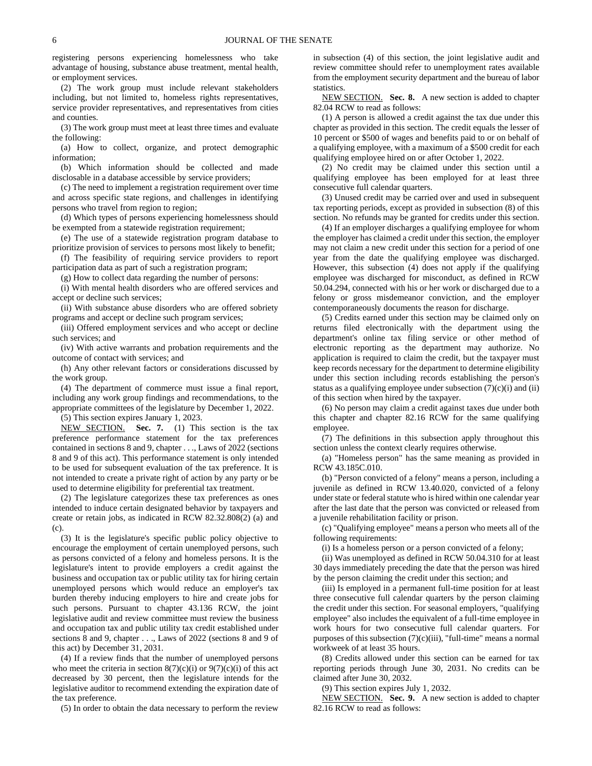registering persons experiencing homelessness who take advantage of housing, substance abuse treatment, mental health, or employment services.

(2) The work group must include relevant stakeholders including, but not limited to, homeless rights representatives, service provider representatives, and representatives from cities and counties.

(3) The work group must meet at least three times and evaluate the following:

(a) How to collect, organize, and protect demographic information;

(b) Which information should be collected and made disclosable in a database accessible by service providers;

(c) The need to implement a registration requirement over time and across specific state regions, and challenges in identifying persons who travel from region to region;

(d) Which types of persons experiencing homelessness should be exempted from a statewide registration requirement;

(e) The use of a statewide registration program database to prioritize provision of services to persons most likely to benefit;

(f) The feasibility of requiring service providers to report participation data as part of such a registration program;

(g) How to collect data regarding the number of persons:

(i) With mental health disorders who are offered services and accept or decline such services;

(ii) With substance abuse disorders who are offered sobriety programs and accept or decline such program services;

(iii) Offered employment services and who accept or decline such services; and

(iv) With active warrants and probation requirements and the outcome of contact with services; and

(h) Any other relevant factors or considerations discussed by the work group.

(4) The department of commerce must issue a final report, including any work group findings and recommendations, to the appropriate committees of the legislature by December 1, 2022.

(5) This section expires January 1, 2023.

NEW SECTION. **Sec. 7.** (1) This section is the tax preference performance statement for the tax preferences contained in sections 8 and 9, chapter . . ., Laws of 2022 (sections 8 and 9 of this act). This performance statement is only intended to be used for subsequent evaluation of the tax preference. It is not intended to create a private right of action by any party or be used to determine eligibility for preferential tax treatment.

(2) The legislature categorizes these tax preferences as ones intended to induce certain designated behavior by taxpayers and create or retain jobs, as indicated in RCW 82.32.808(2) (a) and (c).

(3) It is the legislature's specific public policy objective to encourage the employment of certain unemployed persons, such as persons convicted of a felony and homeless persons. It is the legislature's intent to provide employers a credit against the business and occupation tax or public utility tax for hiring certain unemployed persons which would reduce an employer's tax burden thereby inducing employers to hire and create jobs for such persons. Pursuant to chapter 43.136 RCW, the joint legislative audit and review committee must review the business and occupation tax and public utility tax credit established under sections 8 and 9, chapter . . ., Laws of 2022 (sections 8 and 9 of this act) by December 31, 2031.

(4) If a review finds that the number of unemployed persons who meet the criteria in section 8(7)(c)(i) or 9(7)(c)(i) of this act decreased by 30 percent, then the legislature intends for the legislative auditor to recommend extending the expiration date of the tax preference.

(5) In order to obtain the data necessary to perform the review in subsection (4) of this section, the joint legislative audit and review committee should refer to unemployment rates available from the employment security department and the bureau of labor statistics.

NEW SECTION. **Sec. 8.** A new section is added to chapter 82.04 RCW to read as follows:

(1) A person is allowed a credit against the tax due under this chapter as provided in this section. The credit equals the lesser of 10 percent or $500 of wages and benefits paid to or on behalf of a qualifying employee, with a maximum of a $500 credit for each qualifying employee hired on or after October 1, 2022.

(2) No credit may be claimed under this section until a qualifying employee has been employed for at least three consecutive full calendar quarters.

(3) Unused credit may be carried over and used in subsequent tax reporting periods, except as provided in subsection (8) of this section. No refunds may be granted for credits under this section.

(4) If an employer discharges a qualifying employee for whom the employer has claimed a credit under this section, the employer may not claim a new credit under this section for a period of one year from the date the qualifying employee was discharged. However, this subsection (4) does not apply if the qualifying employee was discharged for misconduct, as defined in RCW 50.04.294, connected with his or her work or discharged due to a felony or gross misdemeanor conviction, and the employer contemporaneously documents the reason for discharge.

(5) Credits earned under this section may be claimed only on returns filed electronically with the department using the department's online tax filing service or other method of electronic reporting as the department may authorize. No application is required to claim the credit, but the taxpayer must keep records necessary for the department to determine eligibility under this section including records establishing the person's status as a qualifying employee under subsection (7)(c)(i) and (ii) of this section when hired by the taxpayer.

(6) No person may claim a credit against taxes due under both this chapter and chapter 82.16 RCW for the same qualifying employee.

(7) The definitions in this subsection apply throughout this section unless the context clearly requires otherwise.

(a) "Homeless person" has the same meaning as provided in RCW 43.185C.010.

(b) "Person convicted of a felony" means a person, including a juvenile as defined in RCW 13.40.020, convicted of a felony under state or federal statute who is hired within one calendar year after the last date that the person was convicted or released from a juvenile rehabilitation facility or prison.

(c) "Qualifying employee" means a person who meets all of the following requirements:

(i) Is a homeless person or a person convicted of a felony;

(ii) Was unemployed as defined in RCW 50.04.310 for at least 30 days immediately preceding the date that the person was hired by the person claiming the credit under this section; and

(iii) Is employed in a permanent full-time position for at least three consecutive full calendar quarters by the person claiming the credit under this section. For seasonal employers, "qualifying employee" also includes the equivalent of a full-time employee in work hours for two consecutive full calendar quarters. For purposes of this subsection (7)(c)(iii), "full-time" means a normal workweek of at least 35 hours.

(8) Credits allowed under this section can be earned for tax reporting periods through June 30, 2031. No credits can be claimed after June 30, 2032.

(9) This section expires July 1, 2032.

NEW SECTION. **Sec. 9.** A new section is added to chapter 82.16 RCW to read as follows: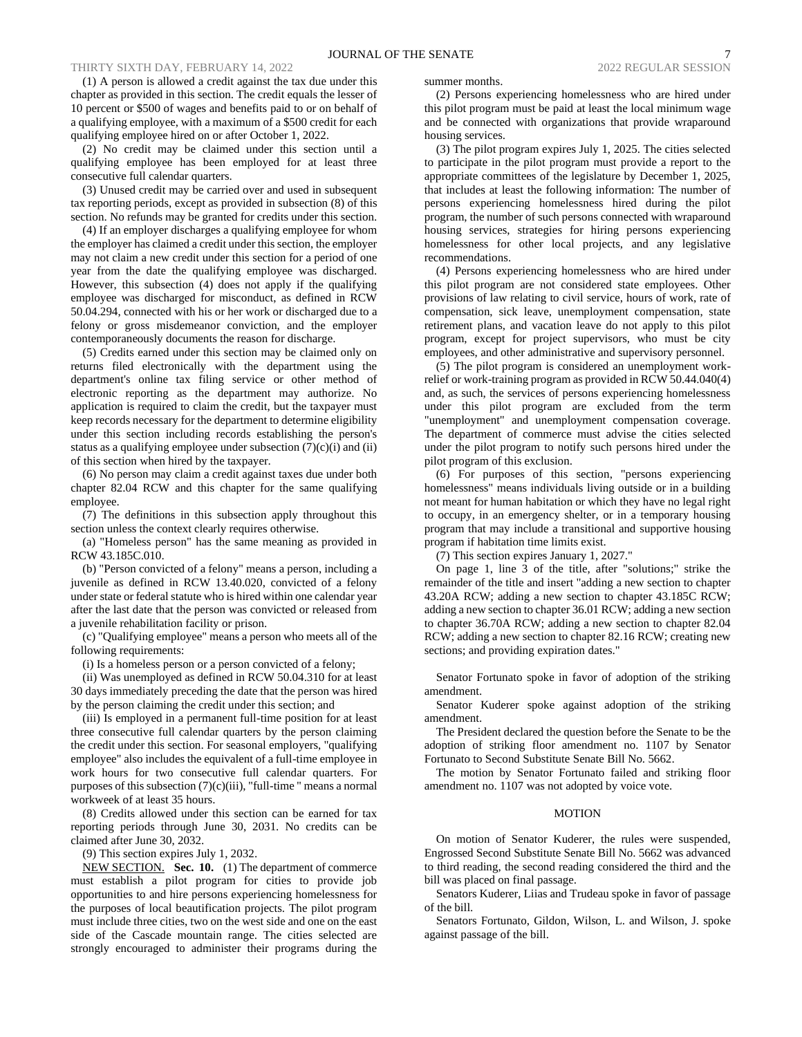(1) A person is allowed a credit against the tax due under this chapter as provided in this section. The credit equals the lesser of 10 percent or $500 of wages and benefits paid to or on behalf of a qualifying employee, with a maximum of a $500 credit for each qualifying employee hired on or after October 1, 2022.

(2) No credit may be claimed under this section until a qualifying employee has been employed for at least three consecutive full calendar quarters.

(3) Unused credit may be carried over and used in subsequent tax reporting periods, except as provided in subsection (8) of this section. No refunds may be granted for credits under this section.

(4) If an employer discharges a qualifying employee for whom the employer has claimed a credit under this section, the employer may not claim a new credit under this section for a period of one year from the date the qualifying employee was discharged. However, this subsection (4) does not apply if the qualifying employee was discharged for misconduct, as defined in RCW 50.04.294, connected with his or her work or discharged due to a felony or gross misdemeanor conviction, and the employer contemporaneously documents the reason for discharge.

(5) Credits earned under this section may be claimed only on returns filed electronically with the department using the department's online tax filing service or other method of electronic reporting as the department may authorize. No application is required to claim the credit, but the taxpayer must keep records necessary for the department to determine eligibility under this section including records establishing the person's status as a qualifying employee under subsection (7)(c)(i) and (ii) of this section when hired by the taxpayer.

(6) No person may claim a credit against taxes due under both chapter 82.04 RCW and this chapter for the same qualifying employee.

(7) The definitions in this subsection apply throughout this section unless the context clearly requires otherwise.

(a) "Homeless person" has the same meaning as provided in RCW 43.185C.010.

(b) "Person convicted of a felony" means a person, including a juvenile as defined in RCW 13.40.020, convicted of a felony under state or federal statute who is hired within one calendar year after the last date that the person was convicted or released from a juvenile rehabilitation facility or prison.

(c) "Qualifying employee" means a person who meets all of the following requirements:

(i) Is a homeless person or a person convicted of a felony;

(ii) Was unemployed as defined in RCW 50.04.310 for at least 30 days immediately preceding the date that the person was hired by the person claiming the credit under this section; and

(iii) Is employed in a permanent full-time position for at least three consecutive full calendar quarters by the person claiming the credit under this section. For seasonal employers, "qualifying employee" also includes the equivalent of a full-time employee in work hours for two consecutive full calendar quarters. For purposes of this subsection (7)(c)(iii), "full-time " means a normal workweek of at least 35 hours.

(8) Credits allowed under this section can be earned for tax reporting periods through June 30, 2031. No credits can be claimed after June 30, 2032.

(9) This section expires July 1, 2032.

NEW SECTION. **Sec. 10.** (1) The department of commerce must establish a pilot program for cities to provide job opportunities to and hire persons experiencing homelessness for the purposes of local beautification projects. The pilot program must include three cities, two on the west side and one on the east side of the Cascade mountain range. The cities selected are strongly encouraged to administer their programs during the summer months.

(2) Persons experiencing homelessness who are hired under this pilot program must be paid at least the local minimum wage and be connected with organizations that provide wraparound housing services.

(3) The pilot program expires July 1, 2025. The cities selected to participate in the pilot program must provide a report to the appropriate committees of the legislature by December 1, 2025, that includes at least the following information: The number of persons experiencing homelessness hired during the pilot program, the number of such persons connected with wraparound housing services, strategies for hiring persons experiencing homelessness for other local projects, and any legislative recommendations.

(4) Persons experiencing homelessness who are hired under this pilot program are not considered state employees. Other provisions of law relating to civil service, hours of work, rate of compensation, sick leave, unemployment compensation, state retirement plans, and vacation leave do not apply to this pilot program, except for project supervisors, who must be city employees, and other administrative and supervisory personnel.

(5) The pilot program is considered an unemployment work-relief or work-training program as provided in RCW 50.44.040(4) and, as such, the services of persons experiencing homelessness under this pilot program are excluded from the term "unemployment" and unemployment compensation coverage. The department of commerce must advise the cities selected under the pilot program to notify such persons hired under the pilot program of this exclusion.

(6) For purposes of this section, "persons experiencing homelessness" means individuals living outside or in a building not meant for human habitation or which they have no legal right to occupy, in an emergency shelter, or in a temporary housing program that may include a transitional and supportive housing program if habitation time limits exist.

(7) This section expires January 1, 2027."

On page 1, line 3 of the title, after "solutions;" strike the remainder of the title and insert "adding a new section to chapter 43.20A RCW; adding a new section to chapter 43.185C RCW; adding a new section to chapter 36.01 RCW; adding a new section to chapter 36.70A RCW; adding a new section to chapter 82.04 RCW; adding a new section to chapter 82.16 RCW; creating new sections; and providing expiration dates."

Senator Fortunato spoke in favor of adoption of the striking amendment.

Senator Kuderer spoke against adoption of the striking amendment.

The President declared the question before the Senate to be the adoption of striking floor amendment no. 1107 by Senator Fortunato to Second Substitute Senate Bill No. 5662.

The motion by Senator Fortunato failed and striking floor amendment no. 1107 was not adopted by voice vote.

## MOTION

On motion of Senator Kuderer, the rules were suspended, Engrossed Second Substitute Senate Bill No. 5662 was advanced to third reading, the second reading considered the third and the bill was placed on final passage.

Senators Kuderer, Liias and Trudeau spoke in favor of passage of the bill.

Senators Fortunato, Gildon, Wilson, L. and Wilson, J. spoke against passage of the bill.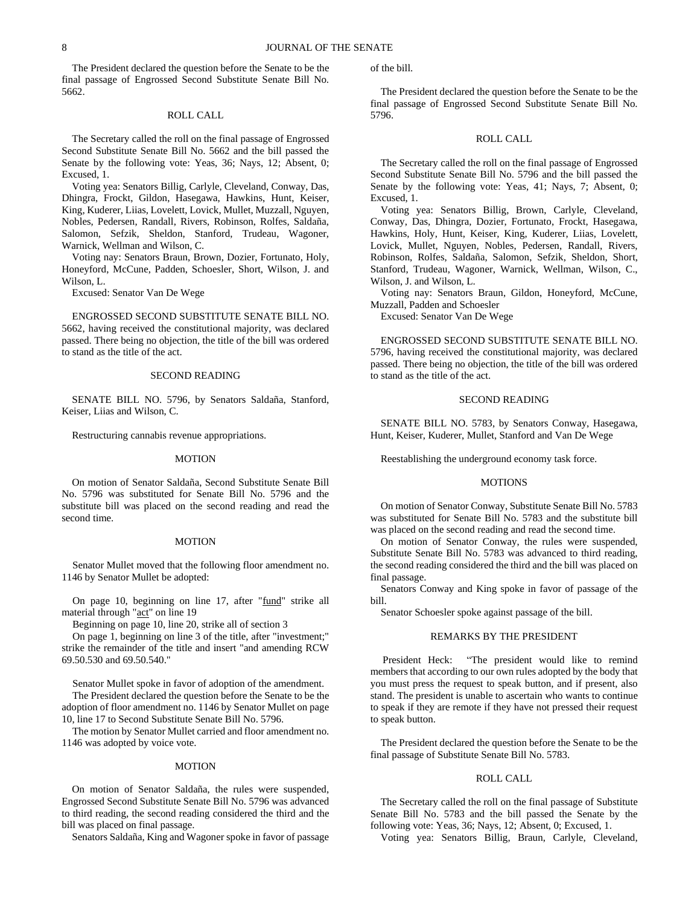The President declared the question before the Senate to be the final passage of Engrossed Second Substitute Senate Bill No. 5662.

ROLL CALL

The Secretary called the roll on the final passage of Engrossed Second Substitute Senate Bill No. 5662 and the bill passed the Senate by the following vote: Yeas, 36; Nays, 12; Absent, 0; Excused, 1.

Voting yea: Senators Billig, Carlyle, Cleveland, Conway, Das, Dhingra, Frockt, Gildon, Hasegawa, Hawkins, Hunt, Keiser, King, Kuderer, Liias, Lovelett, Lovick, Mullet, Muzzall, Nguyen, Nobles, Pedersen, Randall, Rivers, Robinson, Rolfes, Saldaña, Salomon, Sefzik, Sheldon, Stanford, Trudeau, Wagoner, Warnick, Wellman and Wilson, C.

Voting nay: Senators Braun, Brown, Dozier, Fortunato, Holy, Honeyford, McCune, Padden, Schoesler, Short, Wilson, J. and Wilson, L.

Excused: Senator Van De Wege

ENGROSSED SECOND SUBSTITUTE SENATE BILL NO. 5662, having received the constitutional majority, was declared passed. There being no objection, the title of the bill was ordered to stand as the title of the act.

SECOND READING

SENATE BILL NO. 5796, by Senators Saldaña, Stanford, Keiser, Liias and Wilson, C.

Restructuring cannabis revenue appropriations.

MOTION

On motion of Senator Saldaña, Second Substitute Senate Bill No. 5796 was substituted for Senate Bill No. 5796 and the substitute bill was placed on the second reading and read the second time.

MOTION

Senator Mullet moved that the following floor amendment no. 1146 by Senator Mullet be adopted:

On page 10, beginning on line 17, after "fund" strike all material through "act" on line 19

Beginning on page 10, line 20, strike all of section 3

On page 1, beginning on line 3 of the title, after "investment;" strike the remainder of the title and insert "and amending RCW 69.50.530 and 69.50.540."

Senator Mullet spoke in favor of adoption of the amendment.

The President declared the question before the Senate to be the adoption of floor amendment no. 1146 by Senator Mullet on page 10, line 17 to Second Substitute Senate Bill No. 5796.

The motion by Senator Mullet carried and floor amendment no. 1146 was adopted by voice vote.

MOTION

On motion of Senator Saldaña, the rules were suspended, Engrossed Second Substitute Senate Bill No. 5796 was advanced to third reading, the second reading considered the third and the bill was placed on final passage.

Senators Saldaña, King and Wagoner spoke in favor of passage of the bill.

The President declared the question before the Senate to be the final passage of Engrossed Second Substitute Senate Bill No. 5796.

ROLL CALL

The Secretary called the roll on the final passage of Engrossed Second Substitute Senate Bill No. 5796 and the bill passed the Senate by the following vote: Yeas, 41; Nays, 7; Absent, 0; Excused, 1.

Voting yea: Senators Billig, Brown, Carlyle, Cleveland, Conway, Das, Dhingra, Dozier, Fortunato, Frockt, Hasegawa, Hawkins, Holy, Hunt, Keiser, King, Kuderer, Liias, Lovelett, Lovick, Mullet, Nguyen, Nobles, Pedersen, Randall, Rivers, Robinson, Rolfes, Saldaña, Salomon, Sefzik, Sheldon, Short, Stanford, Trudeau, Wagoner, Warnick, Wellman, Wilson, C., Wilson, J. and Wilson, L.

Voting nay: Senators Braun, Gildon, Honeyford, McCune, Muzzall, Padden and Schoesler

Excused: Senator Van De Wege

ENGROSSED SECOND SUBSTITUTE SENATE BILL NO. 5796, having received the constitutional majority, was declared passed. There being no objection, the title of the bill was ordered to stand as the title of the act.

SECOND READING

SENATE BILL NO. 5783, by Senators Conway, Hasegawa, Hunt, Keiser, Kuderer, Mullet, Stanford and Van De Wege

Reestablishing the underground economy task force.

MOTIONS

On motion of Senator Conway, Substitute Senate Bill No. 5783 was substituted for Senate Bill No. 5783 and the substitute bill was placed on the second reading and read the second time.

On motion of Senator Conway, the rules were suspended, Substitute Senate Bill No. 5783 was advanced to third reading, the second reading considered the third and the bill was placed on final passage.

Senators Conway and King spoke in favor of passage of the bill.

Senator Schoesler spoke against passage of the bill.

REMARKS BY THE PRESIDENT

President Heck: "The president would like to remind members that according to our own rules adopted by the body that you must press the request to speak button, and if present, also stand. The president is unable to ascertain who wants to continue to speak if they are remote if they have not pressed their request to speak button.

The President declared the question before the Senate to be the final passage of Substitute Senate Bill No. 5783.

ROLL CALL

The Secretary called the roll on the final passage of Substitute Senate Bill No. 5783 and the bill passed the Senate by the following vote: Yeas, 36; Nays, 12; Absent, 0; Excused, 1.

Voting yea: Senators Billig, Braun, Carlyle, Cleveland,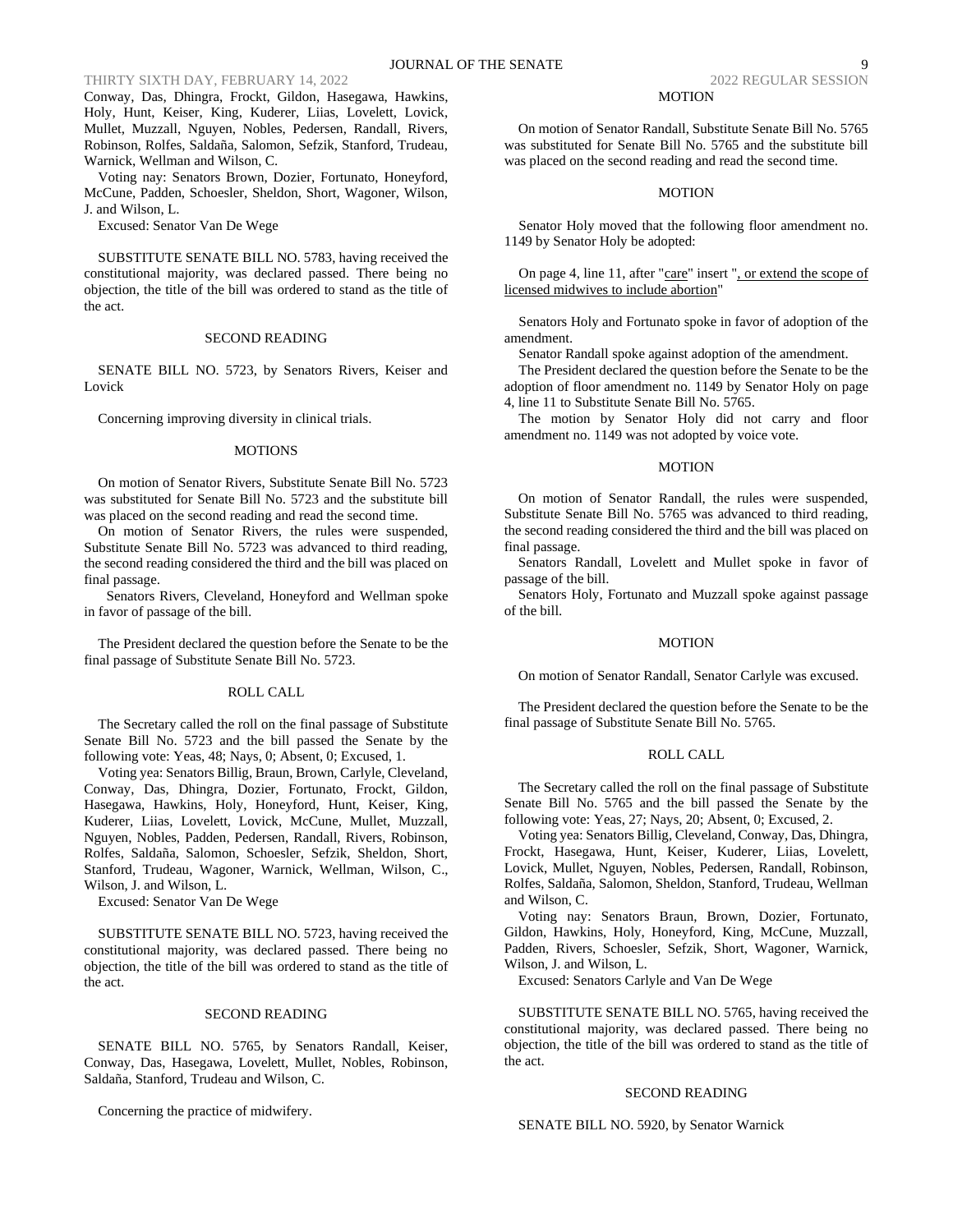Conway, Das, Dhingra, Frockt, Gildon, Hasegawa, Hawkins, Holy, Hunt, Keiser, King, Kuderer, Liias, Lovelett, Lovick, Mullet, Muzzall, Nguyen, Nobles, Pedersen, Randall, Rivers, Robinson, Rolfes, Saldaña, Salomon, Sefzik, Stanford, Trudeau, Warnick, Wellman and Wilson, C.

Voting nay: Senators Brown, Dozier, Fortunato, Honeyford, McCune, Padden, Schoesler, Sheldon, Short, Wagoner, Wilson, J. and Wilson, L.

Excused: Senator Van De Wege

SUBSTITUTE SENATE BILL NO. 5783, having received the constitutional majority, was declared passed. There being no objection, the title of the bill was ordered to stand as the title of the act.

SECOND READING

SENATE BILL NO. 5723, by Senators Rivers, Keiser and Lovick

Concerning improving diversity in clinical trials.

MOTIONS

On motion of Senator Rivers, Substitute Senate Bill No. 5723 was substituted for Senate Bill No. 5723 and the substitute bill was placed on the second reading and read the second time.

On motion of Senator Rivers, the rules were suspended, Substitute Senate Bill No. 5723 was advanced to third reading, the second reading considered the third and the bill was placed on final passage.

Senators Rivers, Cleveland, Honeyford and Wellman spoke in favor of passage of the bill.

The President declared the question before the Senate to be the final passage of Substitute Senate Bill No. 5723.

ROLL CALL

The Secretary called the roll on the final passage of Substitute Senate Bill No. 5723 and the bill passed the Senate by the following vote: Yeas, 48; Nays, 0; Absent, 0; Excused, 1.

Voting yea: Senators Billig, Braun, Brown, Carlyle, Cleveland, Conway, Das, Dhingra, Dozier, Fortunato, Frockt, Gildon, Hasegawa, Hawkins, Holy, Honeyford, Hunt, Keiser, King, Kuderer, Liias, Lovelett, Lovick, McCune, Mullet, Muzzall, Nguyen, Nobles, Padden, Pedersen, Randall, Rivers, Robinson, Rolfes, Saldaña, Salomon, Schoesler, Sefzik, Sheldon, Short, Stanford, Trudeau, Wagoner, Warnick, Wellman, Wilson, C., Wilson, J. and Wilson, L.

Excused: Senator Van De Wege

SUBSTITUTE SENATE BILL NO. 5723, having received the constitutional majority, was declared passed. There being no objection, the title of the bill was ordered to stand as the title of the act.

SECOND READING

SENATE BILL NO. 5765, by Senators Randall, Keiser, Conway, Das, Hasegawa, Lovelett, Mullet, Nobles, Robinson, Saldaña, Stanford, Trudeau and Wilson, C.

Concerning the practice of midwifery.

MOTION

On motion of Senator Randall, Substitute Senate Bill No. 5765 was substituted for Senate Bill No. 5765 and the substitute bill was placed on the second reading and read the second time.

MOTION

Senator Holy moved that the following floor amendment no. 1149 by Senator Holy be adopted:

On page 4, line 11, after "care" insert ", or extend the scope of licensed midwives to include abortion"

Senators Holy and Fortunato spoke in favor of adoption of the amendment.

Senator Randall spoke against adoption of the amendment.

The President declared the question before the Senate to be the adoption of floor amendment no. 1149 by Senator Holy on page 4, line 11 to Substitute Senate Bill No. 5765.

The motion by Senator Holy did not carry and floor amendment no. 1149 was not adopted by voice vote.

MOTION

On motion of Senator Randall, the rules were suspended, Substitute Senate Bill No. 5765 was advanced to third reading, the second reading considered the third and the bill was placed on final passage.

Senators Randall, Lovelett and Mullet spoke in favor of passage of the bill.

Senators Holy, Fortunato and Muzzall spoke against passage of the bill.

MOTION

On motion of Senator Randall, Senator Carlyle was excused.

The President declared the question before the Senate to be the final passage of Substitute Senate Bill No. 5765.

ROLL CALL

The Secretary called the roll on the final passage of Substitute Senate Bill No. 5765 and the bill passed the Senate by the following vote: Yeas, 27; Nays, 20; Absent, 0; Excused, 2.

Voting yea: Senators Billig, Cleveland, Conway, Das, Dhingra, Frockt, Hasegawa, Hunt, Keiser, Kuderer, Liias, Lovelett, Lovick, Mullet, Nguyen, Nobles, Pedersen, Randall, Robinson, Rolfes, Saldaña, Salomon, Sheldon, Stanford, Trudeau, Wellman and Wilson, C.

Voting nay: Senators Braun, Brown, Dozier, Fortunato, Gildon, Hawkins, Holy, Honeyford, King, McCune, Muzzall, Padden, Rivers, Schoesler, Sefzik, Short, Wagoner, Warnick, Wilson, J. and Wilson, L.

Excused: Senators Carlyle and Van De Wege

SUBSTITUTE SENATE BILL NO. 5765, having received the constitutional majority, was declared passed. There being no objection, the title of the bill was ordered to stand as the title of the act.

SECOND READING

SENATE BILL NO. 5920, by Senator Warnick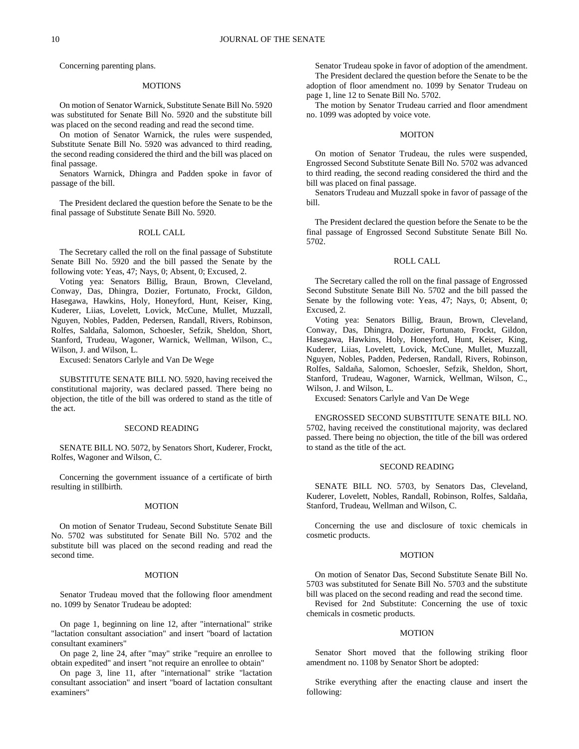Concerning parenting plans.

MOTIONS

On motion of Senator Warnick, Substitute Senate Bill No. 5920 was substituted for Senate Bill No. 5920 and the substitute bill was placed on the second reading and read the second time.

On motion of Senator Warnick, the rules were suspended, Substitute Senate Bill No. 5920 was advanced to third reading, the second reading considered the third and the bill was placed on final passage.

Senators Warnick, Dhingra and Padden spoke in favor of passage of the bill.

The President declared the question before the Senate to be the final passage of Substitute Senate Bill No. 5920.

ROLL CALL

The Secretary called the roll on the final passage of Substitute Senate Bill No. 5920 and the bill passed the Senate by the following vote: Yeas, 47; Nays, 0; Absent, 0; Excused, 2.

Voting yea: Senators Billig, Braun, Brown, Cleveland, Conway, Das, Dhingra, Dozier, Fortunato, Frockt, Gildon, Hasegawa, Hawkins, Holy, Honeyford, Hunt, Keiser, King, Kuderer, Liias, Lovelett, Lovick, McCune, Mullet, Muzzall, Nguyen, Nobles, Padden, Pedersen, Randall, Rivers, Robinson, Rolfes, Saldaña, Salomon, Schoesler, Sefzik, Sheldon, Short, Stanford, Trudeau, Wagoner, Warnick, Wellman, Wilson, C., Wilson, J. and Wilson, L.

Excused: Senators Carlyle and Van De Wege

SUBSTITUTE SENATE BILL NO. 5920, having received the constitutional majority, was declared passed. There being no objection, the title of the bill was ordered to stand as the title of the act.

SECOND READING

SENATE BILL NO. 5072, by Senators Short, Kuderer, Frockt, Rolfes, Wagoner and Wilson, C.

Concerning the government issuance of a certificate of birth resulting in stillbirth.

MOTION

On motion of Senator Trudeau, Second Substitute Senate Bill No. 5702 was substituted for Senate Bill No. 5702 and the substitute bill was placed on the second reading and read the second time.

MOTION

Senator Trudeau moved that the following floor amendment no. 1099 by Senator Trudeau be adopted:

On page 1, beginning on line 12, after "international" strike "lactation consultant association" and insert "board of lactation consultant examiners"

On page 2, line 24, after "may" strike "require an enrollee to obtain expedited" and insert "not require an enrollee to obtain"

On page 3, line 11, after "international" strike "lactation consultant association" and insert "board of lactation consultant examiners"

Senator Trudeau spoke in favor of adoption of the amendment.

The President declared the question before the Senate to be the adoption of floor amendment no. 1099 by Senator Trudeau on page 1, line 12 to Senate Bill No. 5702.

The motion by Senator Trudeau carried and floor amendment no. 1099 was adopted by voice vote.

MOITON

On motion of Senator Trudeau, the rules were suspended, Engrossed Second Substitute Senate Bill No. 5702 was advanced to third reading, the second reading considered the third and the bill was placed on final passage.

Senators Trudeau and Muzzall spoke in favor of passage of the bill.

The President declared the question before the Senate to be the final passage of Engrossed Second Substitute Senate Bill No. 5702.

ROLL CALL

The Secretary called the roll on the final passage of Engrossed Second Substitute Senate Bill No. 5702 and the bill passed the Senate by the following vote: Yeas, 47; Nays, 0; Absent, 0; Excused, 2.

Voting yea: Senators Billig, Braun, Brown, Cleveland, Conway, Das, Dhingra, Dozier, Fortunato, Frockt, Gildon, Hasegawa, Hawkins, Holy, Honeyford, Hunt, Keiser, King, Kuderer, Liias, Lovelett, Lovick, McCune, Mullet, Muzzall, Nguyen, Nobles, Padden, Pedersen, Randall, Rivers, Robinson, Rolfes, Saldaña, Salomon, Schoesler, Sefzik, Sheldon, Short, Stanford, Trudeau, Wagoner, Warnick, Wellman, Wilson, C., Wilson, J. and Wilson, L.

Excused: Senators Carlyle and Van De Wege

ENGROSSED SECOND SUBSTITUTE SENATE BILL NO. 5702, having received the constitutional majority, was declared passed. There being no objection, the title of the bill was ordered to stand as the title of the act.

SECOND READING

SENATE BILL NO. 5703, by Senators Das, Cleveland, Kuderer, Lovelett, Nobles, Randall, Robinson, Rolfes, Saldaña, Stanford, Trudeau, Wellman and Wilson, C.

Concerning the use and disclosure of toxic chemicals in cosmetic products.

MOTION

On motion of Senator Das, Second Substitute Senate Bill No. 5703 was substituted for Senate Bill No. 5703 and the substitute bill was placed on the second reading and read the second time.

Revised for 2nd Substitute: Concerning the use of toxic chemicals in cosmetic products.

MOTION

Senator Short moved that the following striking floor amendment no. 1108 by Senator Short be adopted:

Strike everything after the enacting clause and insert the following: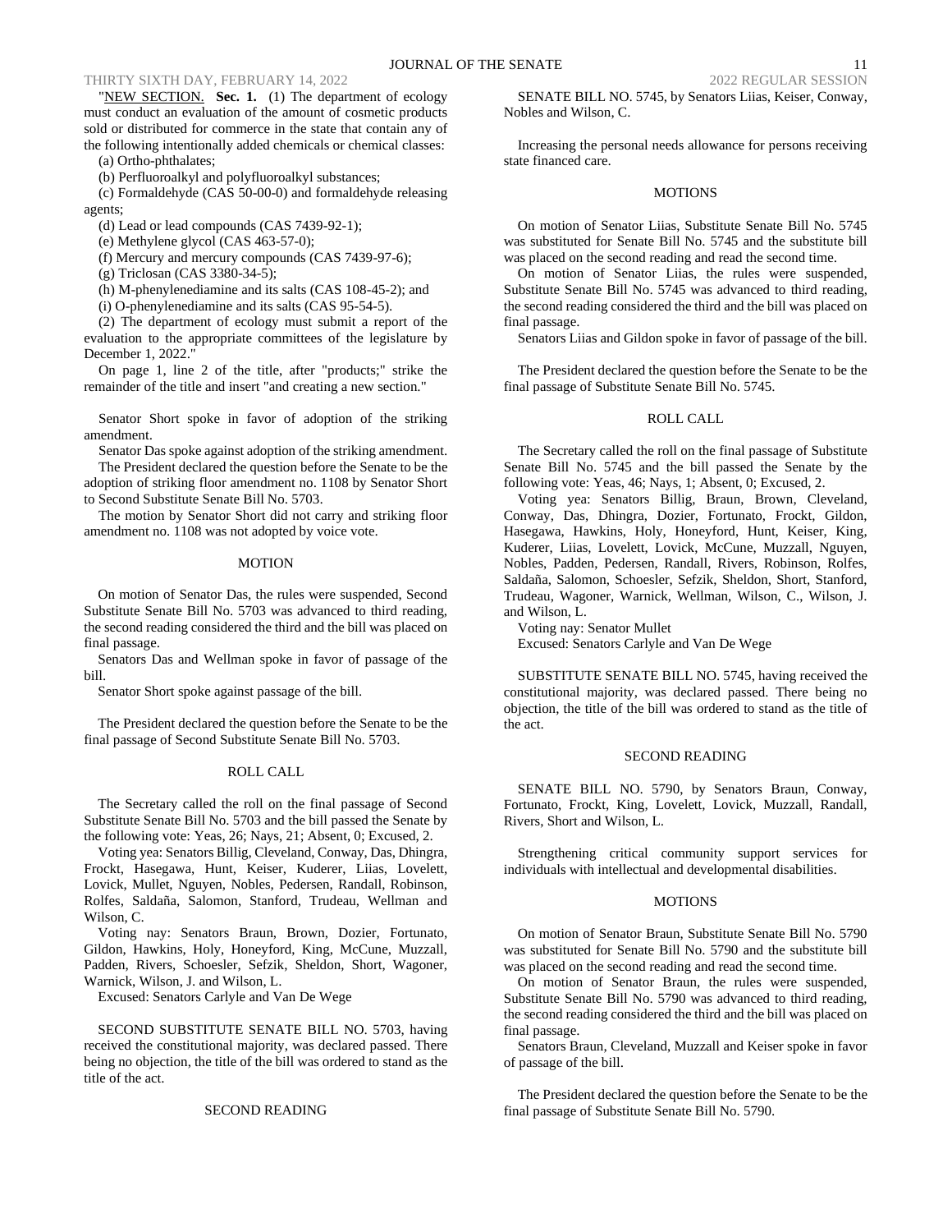"NEW SECTION. **Sec. 1.** (1) The department of ecology must conduct an evaluation of the amount of cosmetic products sold or distributed for commerce in the state that contain any of the following intentionally added chemicals or chemical classes:

(a) Ortho-phthalates;

(b) Perfluoroalkyl and polyfluoroalkyl substances;

(c) Formaldehyde (CAS 50-00-0) and formaldehyde releasing agents;

(d) Lead or lead compounds (CAS 7439-92-1);

(e) Methylene glycol (CAS 463-57-0);

(f) Mercury and mercury compounds (CAS 7439-97-6);

(g) Triclosan (CAS 3380-34-5);

(h) M-phenylenediamine and its salts (CAS 108-45-2); and

(i) O-phenylenediamine and its salts (CAS 95-54-5).

(2) The department of ecology must submit a report of the evaluation to the appropriate committees of the legislature by December 1, 2022."

On page 1, line 2 of the title, after "products;" strike the remainder of the title and insert "and creating a new section."

Senator Short spoke in favor of adoption of the striking amendment.

Senator Das spoke against adoption of the striking amendment.

The President declared the question before the Senate to be the adoption of striking floor amendment no. 1108 by Senator Short to Second Substitute Senate Bill No. 5703.

The motion by Senator Short did not carry and striking floor amendment no. 1108 was not adopted by voice vote.

MOTION

On motion of Senator Das, the rules were suspended, Second Substitute Senate Bill No. 5703 was advanced to third reading, the second reading considered the third and the bill was placed on final passage.

Senators Das and Wellman spoke in favor of passage of the bill.

Senator Short spoke against passage of the bill.

The President declared the question before the Senate to be the final passage of Second Substitute Senate Bill No. 5703.

ROLL CALL

The Secretary called the roll on the final passage of Second Substitute Senate Bill No. 5703 and the bill passed the Senate by the following vote: Yeas, 26; Nays, 21; Absent, 0; Excused, 2.

Voting yea: Senators Billig, Cleveland, Conway, Das, Dhingra, Frockt, Hasegawa, Hunt, Keiser, Kuderer, Liias, Lovelett, Lovick, Mullet, Nguyen, Nobles, Pedersen, Randall, Robinson, Rolfes, Saldaña, Salomon, Stanford, Trudeau, Wellman and Wilson, C.

Voting nay: Senators Braun, Brown, Dozier, Fortunato, Gildon, Hawkins, Holy, Honeyford, King, McCune, Muzzall, Padden, Rivers, Schoesler, Sefzik, Sheldon, Short, Wagoner, Warnick, Wilson, J. and Wilson, L.

Excused: Senators Carlyle and Van De Wege

SECOND SUBSTITUTE SENATE BILL NO. 5703, having received the constitutional majority, was declared passed. There being no objection, the title of the bill was ordered to stand as the title of the act.

SECOND READING

SENATE BILL NO. 5745, by Senators Liias, Keiser, Conway, Nobles and Wilson, C.

Increasing the personal needs allowance for persons receiving state financed care.

MOTIONS

On motion of Senator Liias, Substitute Senate Bill No. 5745 was substituted for Senate Bill No. 5745 and the substitute bill was placed on the second reading and read the second time.

On motion of Senator Liias, the rules were suspended, Substitute Senate Bill No. 5745 was advanced to third reading, the second reading considered the third and the bill was placed on final passage.

Senators Liias and Gildon spoke in favor of passage of the bill.

The President declared the question before the Senate to be the final passage of Substitute Senate Bill No. 5745.

ROLL CALL

The Secretary called the roll on the final passage of Substitute Senate Bill No. 5745 and the bill passed the Senate by the following vote: Yeas, 46; Nays, 1; Absent, 0; Excused, 2.

Voting yea: Senators Billig, Braun, Brown, Cleveland, Conway, Das, Dhingra, Dozier, Fortunato, Frockt, Gildon, Hasegawa, Hawkins, Holy, Honeyford, Hunt, Keiser, King, Kuderer, Liias, Lovelett, Lovick, McCune, Muzzall, Nguyen, Nobles, Padden, Pedersen, Randall, Rivers, Robinson, Rolfes, Saldaña, Salomon, Schoesler, Sefzik, Sheldon, Short, Stanford, Trudeau, Wagoner, Warnick, Wellman, Wilson, C., Wilson, J. and Wilson, L.

Voting nay: Senator Mullet

Excused: Senators Carlyle and Van De Wege

SUBSTITUTE SENATE BILL NO. 5745, having received the constitutional majority, was declared passed. There being no objection, the title of the bill was ordered to stand as the title of the act.

SECOND READING

SENATE BILL NO. 5790, by Senators Braun, Conway, Fortunato, Frockt, King, Lovelett, Lovick, Muzzall, Randall, Rivers, Short and Wilson, L.

Strengthening critical community support services for individuals with intellectual and developmental disabilities.

MOTIONS

On motion of Senator Braun, Substitute Senate Bill No. 5790 was substituted for Senate Bill No. 5790 and the substitute bill was placed on the second reading and read the second time.

On motion of Senator Braun, the rules were suspended, Substitute Senate Bill No. 5790 was advanced to third reading, the second reading considered the third and the bill was placed on final passage.

Senators Braun, Cleveland, Muzzall and Keiser spoke in favor of passage of the bill.

The President declared the question before the Senate to be the final passage of Substitute Senate Bill No. 5790.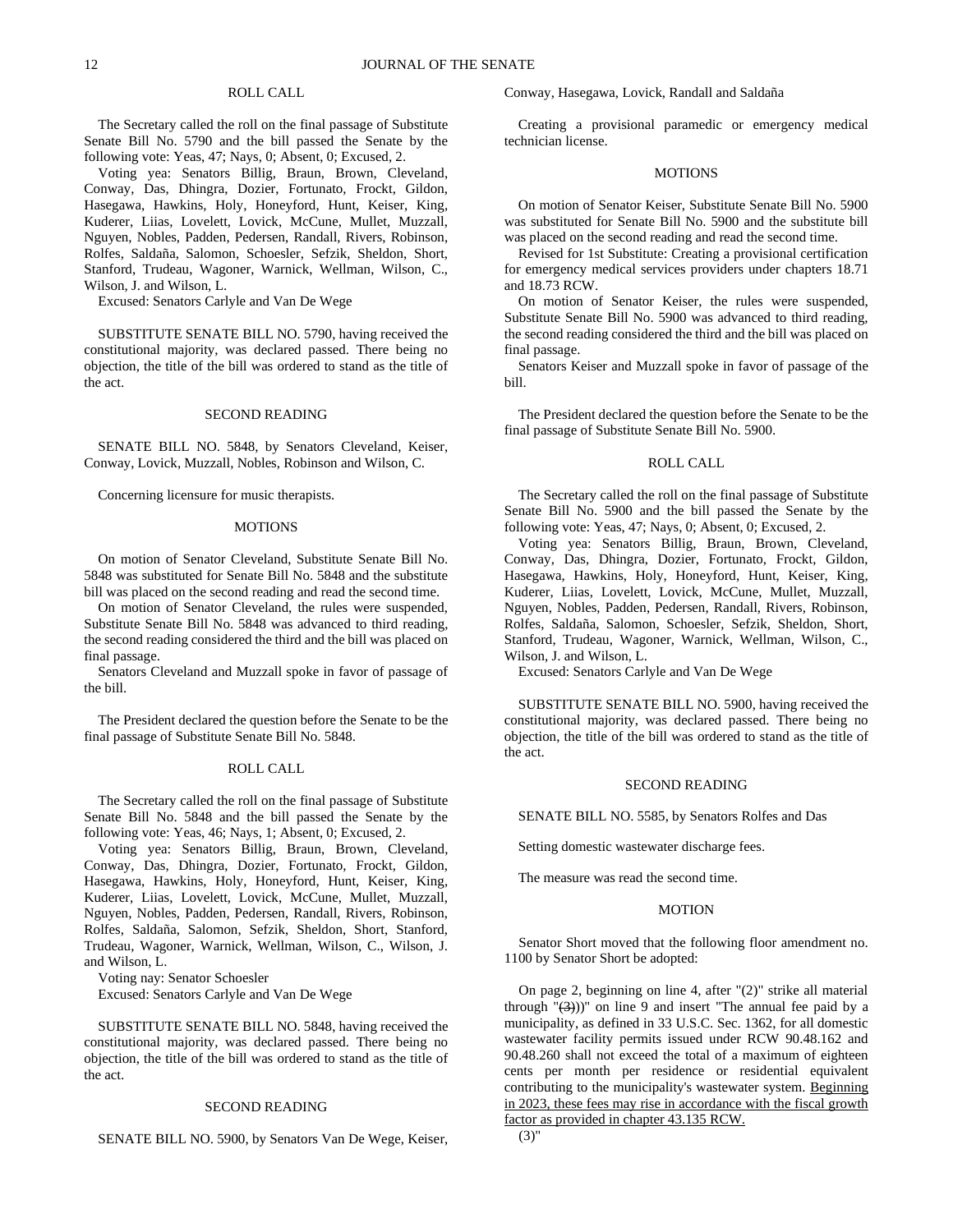### ROLL CALL

The Secretary called the roll on the final passage of Substitute Senate Bill No. 5790 and the bill passed the Senate by the following vote: Yeas, 47; Nays, 0; Absent, 0; Excused, 2.

Voting yea: Senators Billig, Braun, Brown, Cleveland, Conway, Das, Dhingra, Dozier, Fortunato, Frockt, Gildon, Hasegawa, Hawkins, Holy, Honeyford, Hunt, Keiser, King, Kuderer, Liias, Lovelett, Lovick, McCune, Mullet, Muzzall, Nguyen, Nobles, Padden, Pedersen, Randall, Rivers, Robinson, Rolfes, Saldaña, Salomon, Schoesler, Sefzik, Sheldon, Short, Stanford, Trudeau, Wagoner, Warnick, Wellman, Wilson, C., Wilson, J. and Wilson, L.

Excused: Senators Carlyle and Van De Wege

SUBSTITUTE SENATE BILL NO. 5790, having received the constitutional majority, was declared passed. There being no objection, the title of the bill was ordered to stand as the title of the act.

### SECOND READING

SENATE BILL NO. 5848, by Senators Cleveland, Keiser, Conway, Lovick, Muzzall, Nobles, Robinson and Wilson, C.

Concerning licensure for music therapists.

### MOTIONS

On motion of Senator Cleveland, Substitute Senate Bill No. 5848 was substituted for Senate Bill No. 5848 and the substitute bill was placed on the second reading and read the second time.

On motion of Senator Cleveland, the rules were suspended, Substitute Senate Bill No. 5848 was advanced to third reading, the second reading considered the third and the bill was placed on final passage.

Senators Cleveland and Muzzall spoke in favor of passage of the bill.

The President declared the question before the Senate to be the final passage of Substitute Senate Bill No. 5848.

### ROLL CALL

The Secretary called the roll on the final passage of Substitute Senate Bill No. 5848 and the bill passed the Senate by the following vote: Yeas, 46; Nays, 1; Absent, 0; Excused, 2.

Voting yea: Senators Billig, Braun, Brown, Cleveland, Conway, Das, Dhingra, Dozier, Fortunato, Frockt, Gildon, Hasegawa, Hawkins, Holy, Honeyford, Hunt, Keiser, King, Kuderer, Liias, Lovelett, Lovick, McCune, Mullet, Muzzall, Nguyen, Nobles, Padden, Pedersen, Randall, Rivers, Robinson, Rolfes, Saldaña, Salomon, Sefzik, Sheldon, Short, Stanford, Trudeau, Wagoner, Warnick, Wellman, Wilson, C., Wilson, J. and Wilson, L.

Voting nay: Senator Schoesler

Excused: Senators Carlyle and Van De Wege

SUBSTITUTE SENATE BILL NO. 5848, having received the constitutional majority, was declared passed. There being no objection, the title of the bill was ordered to stand as the title of the act.

### SECOND READING

SENATE BILL NO. 5900, by Senators Van De Wege, Keiser, Conway, Hasegawa, Lovick, Randall and Saldaña

Creating a provisional paramedic or emergency medical technician license.

### MOTIONS

On motion of Senator Keiser, Substitute Senate Bill No. 5900 was substituted for Senate Bill No. 5900 and the substitute bill was placed on the second reading and read the second time.

Revised for 1st Substitute: Creating a provisional certification for emergency medical services providers under chapters 18.71 and 18.73 RCW.

On motion of Senator Keiser, the rules were suspended, Substitute Senate Bill No. 5900 was advanced to third reading, the second reading considered the third and the bill was placed on final passage.

Senators Keiser and Muzzall spoke in favor of passage of the bill.

The President declared the question before the Senate to be the final passage of Substitute Senate Bill No. 5900.

### ROLL CALL

The Secretary called the roll on the final passage of Substitute Senate Bill No. 5900 and the bill passed the Senate by the following vote: Yeas, 47; Nays, 0; Absent, 0; Excused, 2.

Voting yea: Senators Billig, Braun, Brown, Cleveland, Conway, Das, Dhingra, Dozier, Fortunato, Frockt, Gildon, Hasegawa, Hawkins, Holy, Honeyford, Hunt, Keiser, King, Kuderer, Liias, Lovelett, Lovick, McCune, Mullet, Muzzall, Nguyen, Nobles, Padden, Pedersen, Randall, Rivers, Robinson, Rolfes, Saldaña, Salomon, Schoesler, Sefzik, Sheldon, Short, Stanford, Trudeau, Wagoner, Warnick, Wellman, Wilson, C., Wilson, J. and Wilson, L.

Excused: Senators Carlyle and Van De Wege

SUBSTITUTE SENATE BILL NO. 5900, having received the constitutional majority, was declared passed. There being no objection, the title of the bill was ordered to stand as the title of the act.

### SECOND READING

SENATE BILL NO. 5585, by Senators Rolfes and Das

Setting domestic wastewater discharge fees.

The measure was read the second time.

### MOTION

Senator Short moved that the following floor amendment no. 1100 by Senator Short be adopted:

On page 2, beginning on line 4, after "(2)" strike all material through "~~(3)~~))" on line 9 and insert "The annual fee paid by a municipality, as defined in 33 U.S.C. Sec. 1362, for all domestic wastewater facility permits issued under RCW 90.48.162 and 90.48.260 shall not exceed the total of a maximum of eighteen cents per month per residence or residential equivalent contributing to the municipality's wastewater system. <u>Beginning in 2023, these fees may rise in accordance with the fiscal growth factor as provided in chapter 43.135 RCW.</u>

(3)"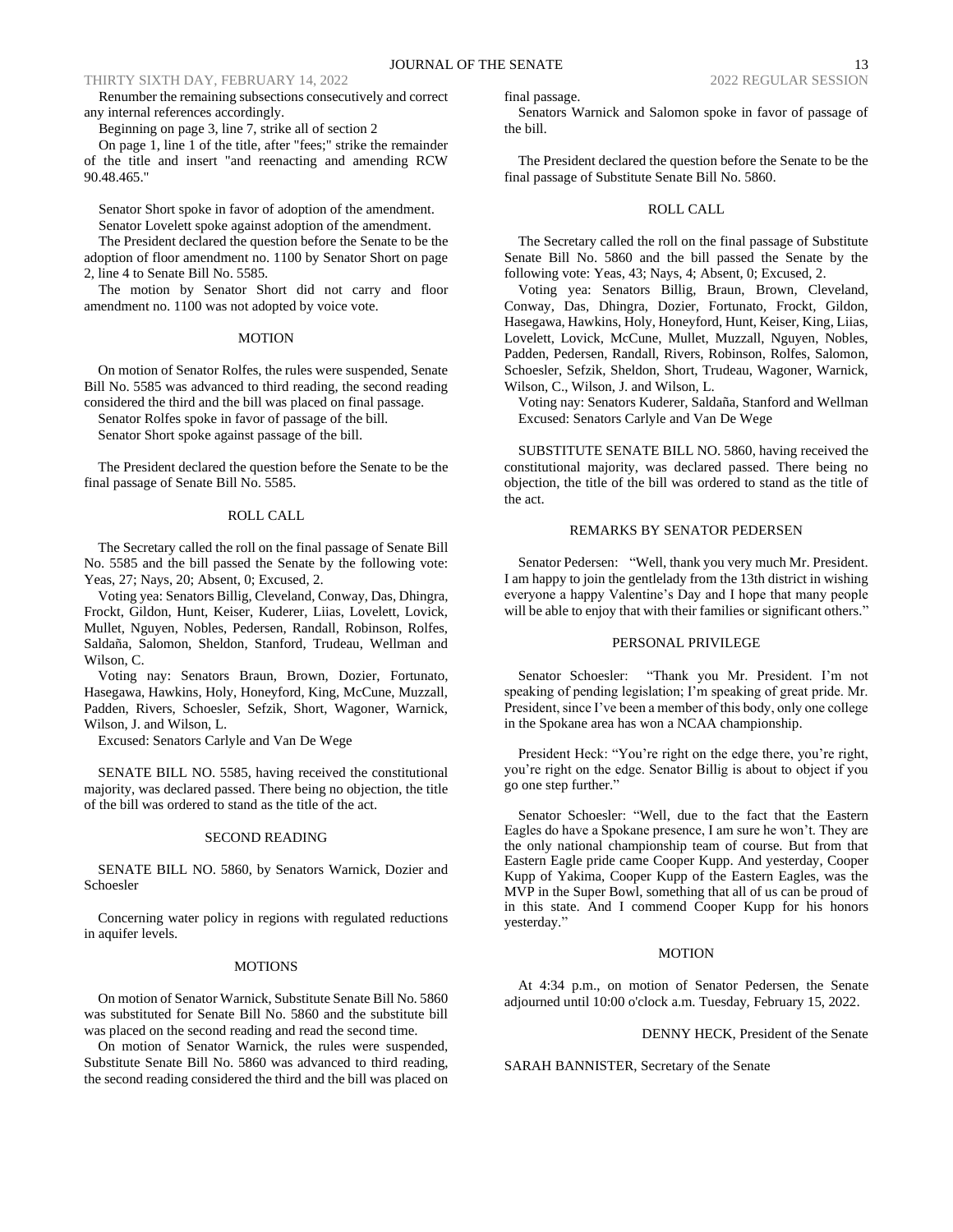Renumber the remaining subsections consecutively and correct any internal references accordingly.

Beginning on page 3, line 7, strike all of section 2

On page 1, line 1 of the title, after "fees;" strike the remainder of the title and insert "and reenacting and amending RCW 90.48.465."

Senator Short spoke in favor of adoption of the amendment.

Senator Lovelett spoke against adoption of the amendment.

The President declared the question before the Senate to be the adoption of floor amendment no. 1100 by Senator Short on page 2, line 4 to Senate Bill No. 5585.

The motion by Senator Short did not carry and floor amendment no. 1100 was not adopted by voice vote.

MOTION

On motion of Senator Rolfes, the rules were suspended, Senate Bill No. 5585 was advanced to third reading, the second reading considered the third and the bill was placed on final passage.

Senator Rolfes spoke in favor of passage of the bill.

Senator Short spoke against passage of the bill.

The President declared the question before the Senate to be the final passage of Senate Bill No. 5585.

ROLL CALL

The Secretary called the roll on the final passage of Senate Bill No. 5585 and the bill passed the Senate by the following vote: Yeas, 27; Nays, 20; Absent, 0; Excused, 2.

Voting yea: Senators Billig, Cleveland, Conway, Das, Dhingra, Frockt, Gildon, Hunt, Keiser, Kuderer, Liias, Lovelett, Lovick, Mullet, Nguyen, Nobles, Pedersen, Randall, Robinson, Rolfes, Saldaña, Salomon, Sheldon, Stanford, Trudeau, Wellman and Wilson, C.

Voting nay: Senators Braun, Brown, Dozier, Fortunato, Hasegawa, Hawkins, Holy, Honeyford, King, McCune, Muzzall, Padden, Rivers, Schoesler, Sefzik, Short, Wagoner, Warnick, Wilson, J. and Wilson, L.

Excused: Senators Carlyle and Van De Wege

SENATE BILL NO. 5585, having received the constitutional majority, was declared passed. There being no objection, the title of the bill was ordered to stand as the title of the act.

SECOND READING

SENATE BILL NO. 5860, by Senators Warnick, Dozier and Schoesler

Concerning water policy in regions with regulated reductions in aquifer levels.

MOTIONS

On motion of Senator Warnick, Substitute Senate Bill No. 5860 was substituted for Senate Bill No. 5860 and the substitute bill was placed on the second reading and read the second time.

On motion of Senator Warnick, the rules were suspended, Substitute Senate Bill No. 5860 was advanced to third reading, the second reading considered the third and the bill was placed on final passage.

Senators Warnick and Salomon spoke in favor of passage of the bill.

The President declared the question before the Senate to be the final passage of Substitute Senate Bill No. 5860.

ROLL CALL

The Secretary called the roll on the final passage of Substitute Senate Bill No. 5860 and the bill passed the Senate by the following vote: Yeas, 43; Nays, 4; Absent, 0; Excused, 2.

Voting yea: Senators Billig, Braun, Brown, Cleveland, Conway, Das, Dhingra, Dozier, Fortunato, Frockt, Gildon, Hasegawa, Hawkins, Holy, Honeyford, Hunt, Keiser, King, Liias, Lovelett, Lovick, McCune, Mullet, Muzzall, Nguyen, Nobles, Padden, Pedersen, Randall, Rivers, Robinson, Rolfes, Salomon, Schoesler, Sefzik, Sheldon, Short, Trudeau, Wagoner, Warnick, Wilson, C., Wilson, J. and Wilson, L.

Voting nay: Senators Kuderer, Saldaña, Stanford and Wellman

Excused: Senators Carlyle and Van De Wege

SUBSTITUTE SENATE BILL NO. 5860, having received the constitutional majority, was declared passed. There being no objection, the title of the bill was ordered to stand as the title of the act.

REMARKS BY SENATOR PEDERSEN

Senator Pedersen: "Well, thank you very much Mr. President. I am happy to join the gentlelady from the 13th district in wishing everyone a happy Valentine's Day and I hope that many people will be able to enjoy that with their families or significant others."

PERSONAL PRIVILEGE

Senator Schoesler: "Thank you Mr. President. I'm not speaking of pending legislation; I'm speaking of great pride. Mr. President, since I've been a member of this body, only one college in the Spokane area has won a NCAA championship.

President Heck: "You're right on the edge there, you're right, you're right on the edge. Senator Billig is about to object if you go one step further."

Senator Schoesler: "Well, due to the fact that the Eastern Eagles do have a Spokane presence, I am sure he won't. They are the only national championship team of course. But from that Eastern Eagle pride came Cooper Kupp. And yesterday, Cooper Kupp of Yakima, Cooper Kupp of the Eastern Eagles, was the MVP in the Super Bowl, something that all of us can be proud of in this state. And I commend Cooper Kupp for his honors yesterday."

MOTION

At 4:34 p.m., on motion of Senator Pedersen, the Senate adjourned until 10:00 o'clock a.m. Tuesday, February 15, 2022.

DENNY HECK, President of the Senate

SARAH BANNISTER, Secretary of the Senate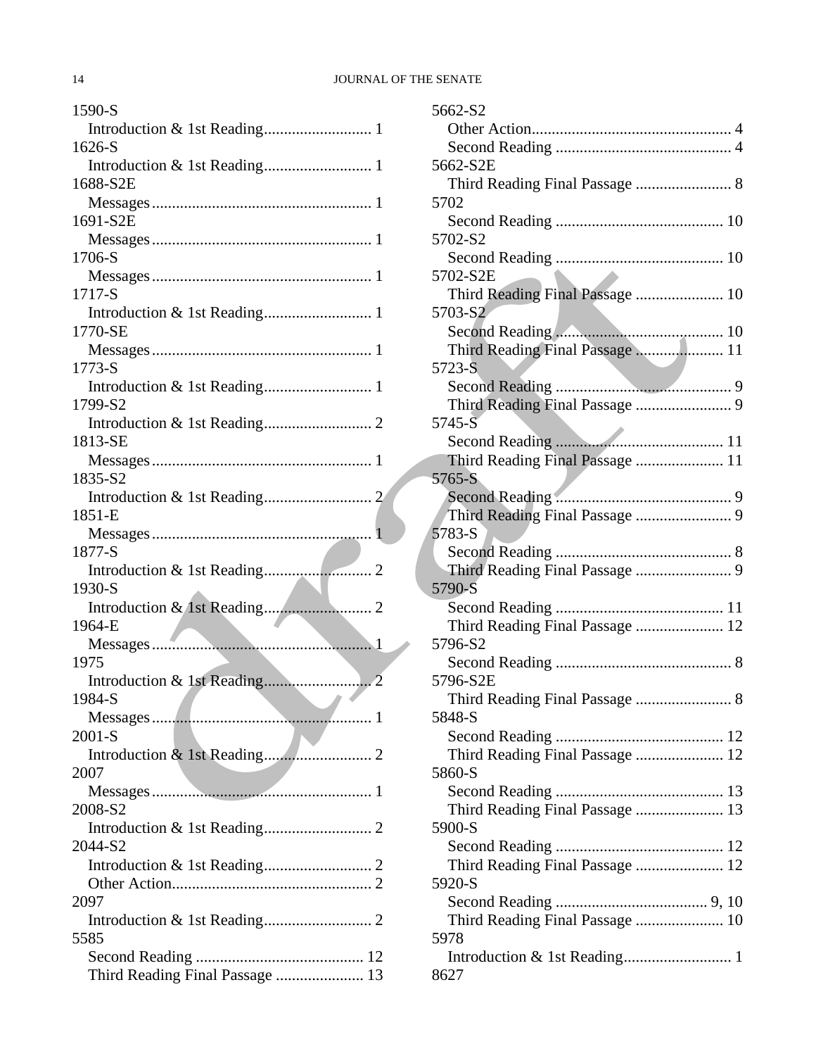1590-S
  Introduction & 1st Reading........................... 1
1626-S
  Introduction & 1st Reading........................... 1
1688-S2E
  Messages....................................................... 1
1691-S2E
  Messages....................................................... 1
1706-S
  Messages....................................................... 1
1717-S
  Introduction & 1st Reading........................... 1
1770-SE
  Messages....................................................... 1
1773-S
  Introduction & 1st Reading........................... 1
1799-S2
  Introduction & 1st Reading........................... 2
1813-SE
  Messages....................................................... 1
1835-S2
  Introduction & 1st Reading........................... 2
1851-E
  Messages....................................................... 1
1877-S
  Introduction & 1st Reading........................... 2
1930-S
  Introduction & 1st Reading........................... 2
1964-E
  Messages....................................................... 1
1975
  Introduction & 1st Reading........................... 2
1984-S
  Messages....................................................... 1
2001-S
  Introduction & 1st Reading........................... 2
2007
  Messages....................................................... 1
2008-S2
  Introduction & 1st Reading........................... 2
2044-S2
  Introduction & 1st Reading........................... 2
  Other Action.................................................. 2
2097
  Introduction & 1st Reading........................... 2
5585
  Second Reading .......................................... 12
  Third Reading Final Passage ...................... 13
5662-S2
  Other Action.................................................. 4
  Second Reading ............................................ 4
5662-S2E
  Third Reading Final Passage ........................ 8
5702
  Second Reading .......................................... 10
5702-S2
  Second Reading .......................................... 10
5702-S2E
  Third Reading Final Passage ...................... 10
5703-S2
  Second Reading .......................................... 10
  Third Reading Final Passage ...................... 11
5723-S
  Second Reading ............................................ 9
  Third Reading Final Passage ........................ 9
5745-S
  Second Reading .......................................... 11
  Third Reading Final Passage ...................... 11
5765-S
  Second Reading ............................................ 9
  Third Reading Final Passage ........................ 9
5783-S
  Second Reading ............................................ 8
  Third Reading Final Passage ........................ 9
5790-S
  Second Reading .......................................... 11
  Third Reading Final Passage ...................... 12
5796-S2
  Second Reading ............................................ 8
5796-S2E
  Third Reading Final Passage ........................ 8
5848-S
  Second Reading .......................................... 12
  Third Reading Final Passage ...................... 12
5860-S
  Second Reading .......................................... 13
  Third Reading Final Passage ...................... 13
5900-S
  Second Reading .......................................... 12
  Third Reading Final Passage ...................... 12
5920-S
  Second Reading ...................................... 9, 10
  Third Reading Final Passage ...................... 10
5978
  Introduction & 1st Reading........................... 1
8627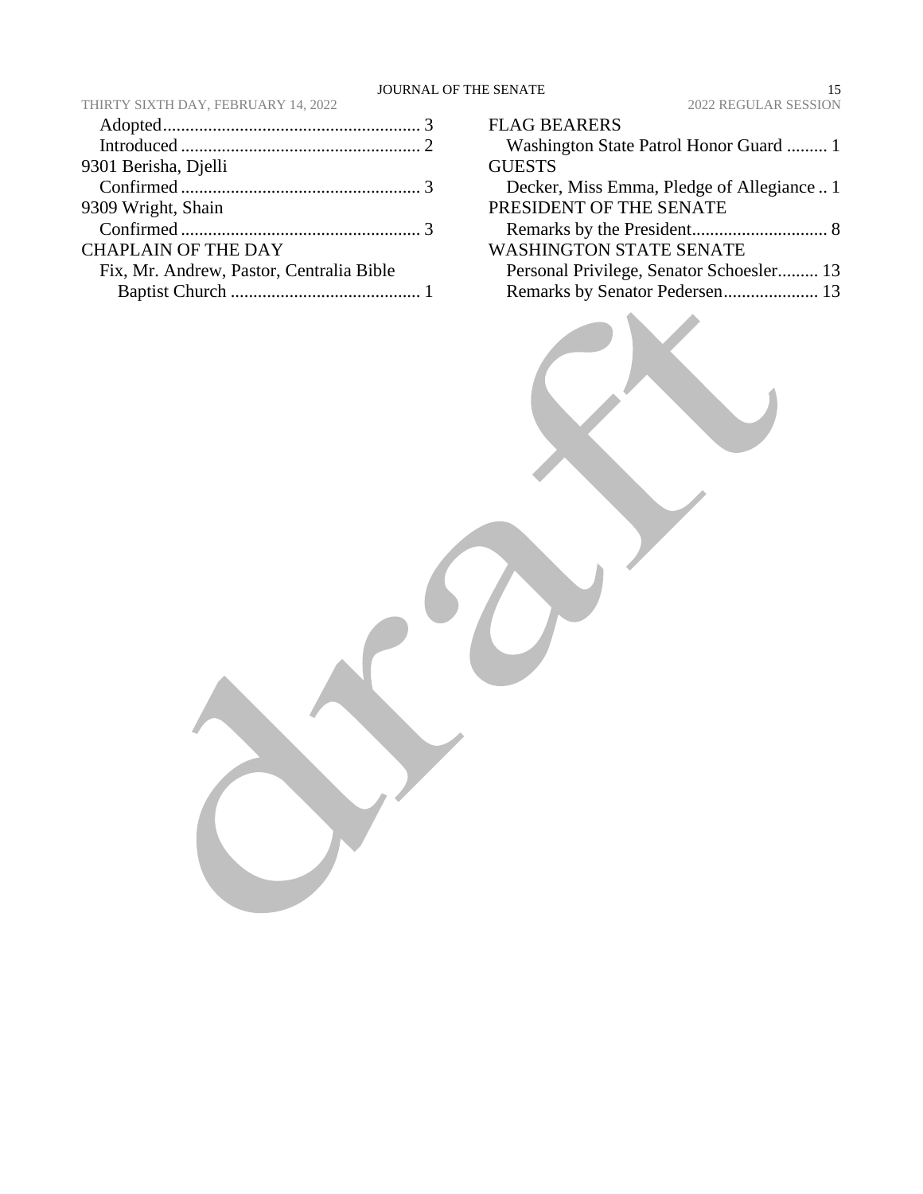Adopted......................................................... 3
Introduced ..................................................... 2
9301 Berisha, Djelli
Confirmed ..................................................... 3
9309 Wright, Shain
Confirmed ..................................................... 3
CHAPLAIN OF THE DAY
Fix, Mr. Andrew, Pastor, Centralia Bible Baptist Church .......................................... 1
FLAG BEARERS
Washington State Patrol Honor Guard ......... 1
GUESTS
Decker, Miss Emma, Pledge of Allegiance .. 1
PRESIDENT OF THE SENATE
Remarks by the President.............................. 8
WASHINGTON STATE SENATE
Personal Privilege, Senator Schoesler......... 13
Remarks by Senator Pedersen..................... 13